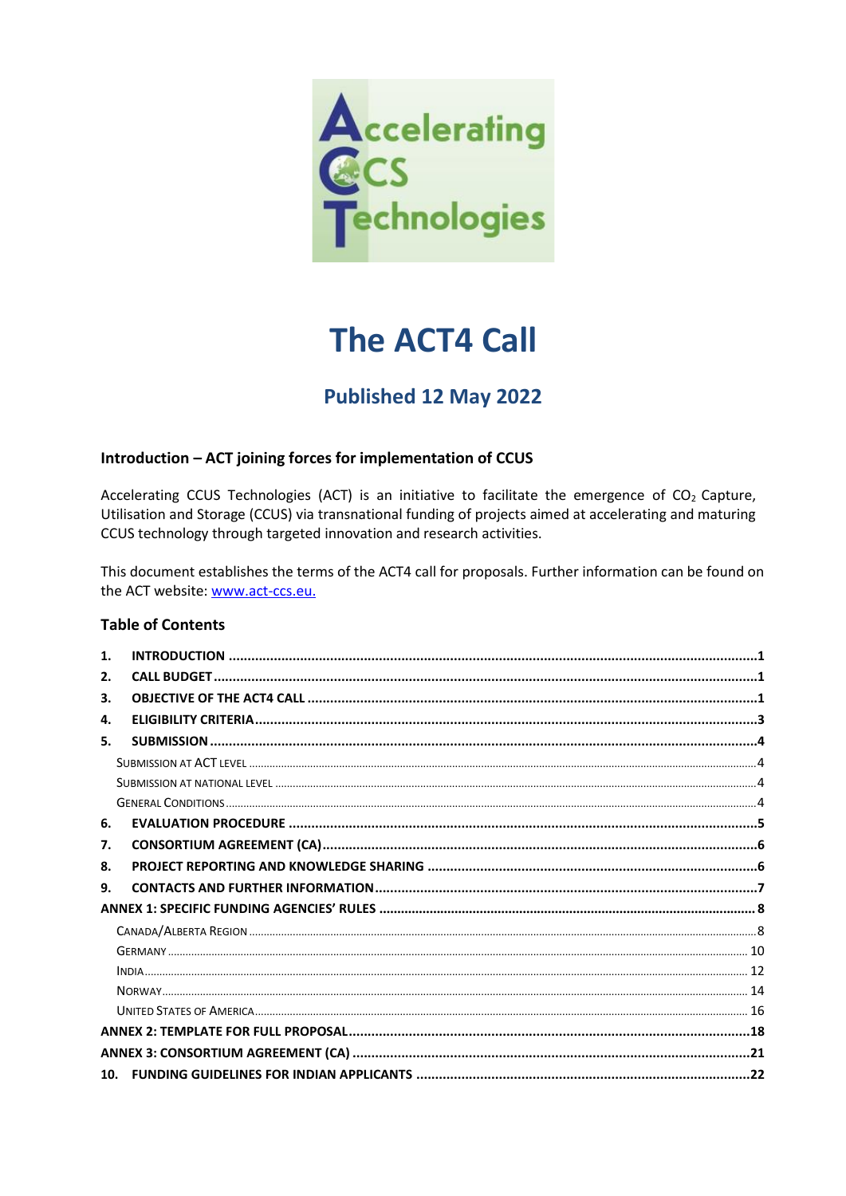# The ACT4 Call

## Published 12 May 2022

### Introduction – ACT joining forces for implementation of CCUS

Accelerating CCUS Technologies (ACT) is an initiative to facilitate the emergence of $CO_2$ Capture, Utilisation and Storage (CCUS) via transnational funding of projects aimed at accelerating and maturing CCUS technology through targeted innovation and research activities.

This document establishes the terms of the ACT4 call for proposals. Further information can be found on the ACT website: www.act-ccs.eu.

### Table of Contents

1. **INTRODUCTION** ........ 1
2. **CALL BUDGET** ........ 1
3. **OBJECTIVE OF THE ACT4 CALL** ........ 1
4. **ELIGIBILITY CRITERIA** ........ 3
5. **SUBMISSION** ........ 4
   - Submission at ACT level ........ 4
   - Submission at national level ........ 4
   - General Conditions ........ 4
6. **EVALUATION PROCEDURE** ........ 5
7. **CONSORTIUM AGREEMENT (CA)** ........ 6
8. **PROJECT REPORTING AND KNOWLEDGE SHARING** ........ 6
9. **CONTACTS AND FURTHER INFORMATION** ........ 7

**ANNEX 1: SPECIFIC FUNDING AGENCIES' RULES** ........ 8
- Canada/Alberta Region ........ 8
- Germany ........ 10
- India ........ 12
- Norway ........ 14
- United States of America ........ 16

**ANNEX 2: TEMPLATE FOR FULL PROPOSAL** ........ 18

**ANNEX 3: CONSORTIUM AGREEMENT (CA)** ........ 21

10. **FUNDING GUIDELINES FOR INDIAN APPLICANTS** ........ 22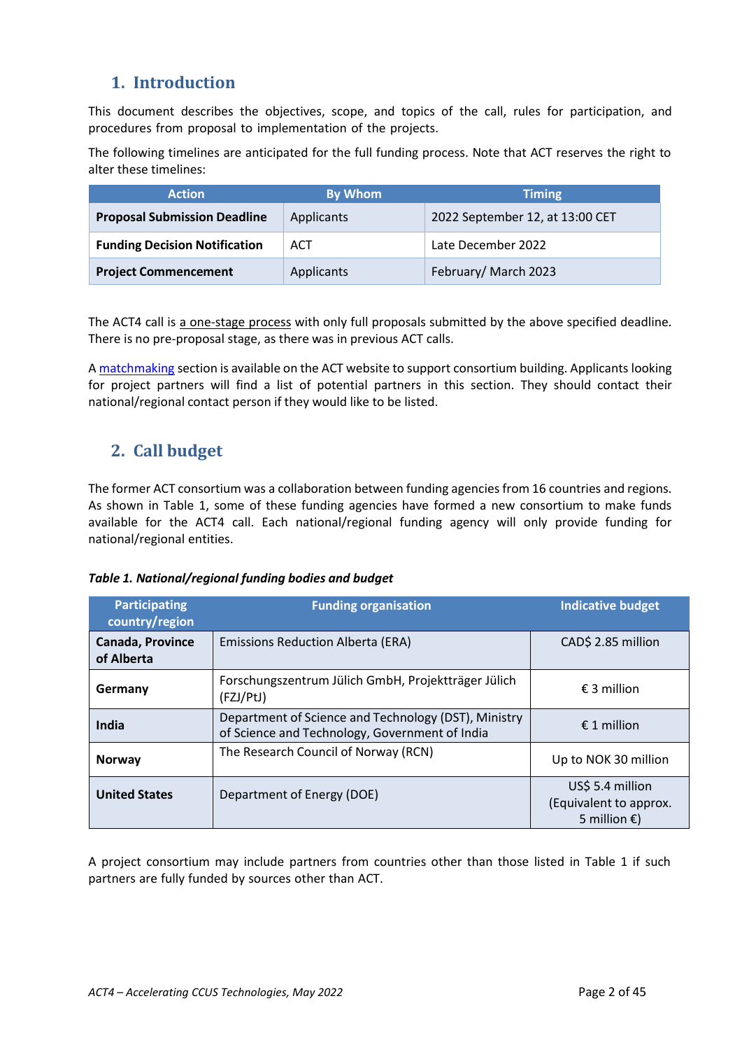## 1. Introduction

This document describes the objectives, scope, and topics of the call, rules for participation, and procedures from proposal to implementation of the projects.

The following timelines are anticipated for the full funding process. Note that ACT reserves the right to alter these timelines:

| Action | By Whom | Timing |
|---|---|---|
| **Proposal Submission Deadline** | Applicants | 2022 September 12, at 13:00 CET |
| **Funding Decision Notification** | ACT | Late December 2022 |
| **Project Commencement** | Applicants | February/ March 2023 |

The ACT4 call is a one-stage process with only full proposals submitted by the above specified deadline. There is no pre-proposal stage, as there was in previous ACT calls.

A matchmaking section is available on the ACT website to support consortium building. Applicants looking for project partners will find a list of potential partners in this section. They should contact their national/regional contact person if they would like to be listed.

## 2. Call budget

The former ACT consortium was a collaboration between funding agencies from 16 countries and regions. As shown in Table 1, some of these funding agencies have formed a new consortium to make funds available for the ACT4 call. Each national/regional funding agency will only provide funding for national/regional entities.

***Table 1. National/regional funding bodies and budget***

| Participating country/region | Funding organisation | Indicative budget |
|---|---|---|
| **Canada, Province of Alberta** | Emissions Reduction Alberta (ERA) | CAD$ 2.85 million |
| **Germany** | Forschungszentrum Jülich GmbH, Projektträger Jülich (FZJ/PtJ) | € 3 million |
| **India** | Department of Science and Technology (DST), Ministry of Science and Technology, Government of India | € 1 million |
| **Norway** | The Research Council of Norway (RCN) | Up to NOK 30 million |
| **United States** | Department of Energy (DOE) | US$ 5.4 million (Equivalent to approx. 5 million €) |

A project consortium may include partners from countries other than those listed in Table 1 if such partners are fully funded by sources other than ACT.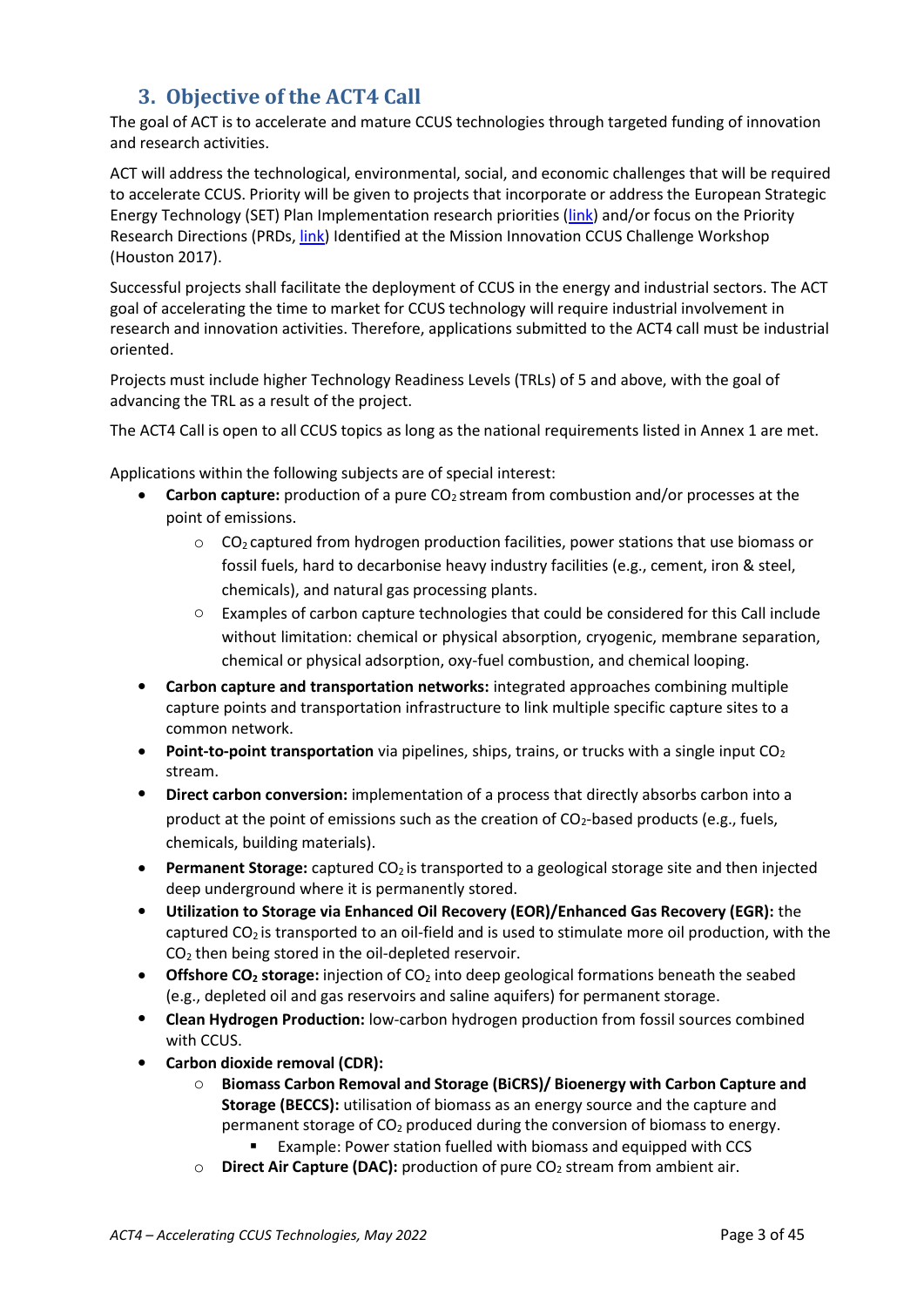## 3. Objective of the ACT4 Call

The goal of ACT is to accelerate and mature CCUS technologies through targeted funding of innovation and research activities.

ACT will address the technological, environmental, social, and economic challenges that will be required to accelerate CCUS. Priority will be given to projects that incorporate or address the European Strategic Energy Technology (SET) Plan Implementation research priorities (link) and/or focus on the Priority Research Directions (PRDs, link) Identified at the Mission Innovation CCUS Challenge Workshop (Houston 2017).

Successful projects shall facilitate the deployment of CCUS in the energy and industrial sectors. The ACT goal of accelerating the time to market for CCUS technology will require industrial involvement in research and innovation activities. Therefore, applications submitted to the ACT4 call must be industrial oriented.

Projects must include higher Technology Readiness Levels (TRLs) of 5 and above, with the goal of advancing the TRL as a result of the project.

The ACT4 Call is open to all CCUS topics as long as the national requirements listed in Annex 1 are met.

Applications within the following subjects are of special interest:

- **Carbon capture:** production of a pure $CO_2$ stream from combustion and/or processes at the point of emissions.
  - $CO_2$ captured from hydrogen production facilities, power stations that use biomass or fossil fuels, hard to decarbonise heavy industry facilities (e.g., cement, iron & steel, chemicals), and natural gas processing plants.
  - Examples of carbon capture technologies that could be considered for this Call include without limitation: chemical or physical absorption, cryogenic, membrane separation, chemical or physical adsorption, oxy-fuel combustion, and chemical looping.
- **Carbon capture and transportation networks:** integrated approaches combining multiple capture points and transportation infrastructure to link multiple specific capture sites to a common network.
- **Point-to-point transportation** via pipelines, ships, trains, or trucks with a single input $CO_2$ stream.
- **Direct carbon conversion:** implementation of a process that directly absorbs carbon into a product at the point of emissions such as the creation of $CO_2$-based products (e.g., fuels, chemicals, building materials).
- **Permanent Storage:** captured $CO_2$ is transported to a geological storage site and then injected deep underground where it is permanently stored.
- **Utilization to Storage via Enhanced Oil Recovery (EOR)/Enhanced Gas Recovery (EGR):** the captured $CO_2$ is transported to an oil-field and is used to stimulate more oil production, with the $CO_2$ then being stored in the oil-depleted reservoir.
- **Offshore $CO_2$ storage:** injection of $CO_2$ into deep geological formations beneath the seabed (e.g., depleted oil and gas reservoirs and saline aquifers) for permanent storage.
- **Clean Hydrogen Production:** low-carbon hydrogen production from fossil sources combined with CCUS.
- **Carbon dioxide removal (CDR):**
  - **Biomass Carbon Removal and Storage (BiCRS)/ Bioenergy with Carbon Capture and Storage (BECCS):** utilisation of biomass as an energy source and the capture and permanent storage of $CO_2$ produced during the conversion of biomass to energy.
    - Example: Power station fuelled with biomass and equipped with CCS
  - **Direct Air Capture (DAC):** production of pure $CO_2$ stream from ambient air.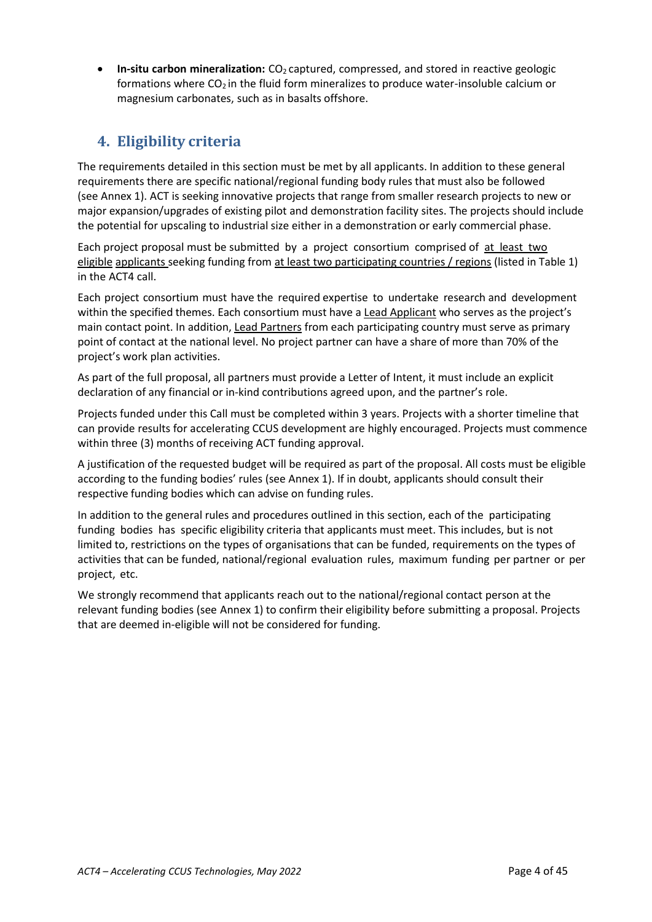- **In-situ carbon mineralization:** $CO_2$ captured, compressed, and stored in reactive geologic formations where $CO_2$ in the fluid form mineralizes to produce water-insoluble calcium or magnesium carbonates, such as in basalts offshore.

## 4. Eligibility criteria

The requirements detailed in this section must be met by all applicants. In addition to these general requirements there are specific national/regional funding body rules that must also be followed (see Annex 1). ACT is seeking innovative projects that range from smaller research projects to new or major expansion/upgrades of existing pilot and demonstration facility sites. The projects should include the potential for upscaling to industrial size either in a demonstration or early commercial phase.

Each project proposal must be submitted by a project consortium comprised of at least two eligible applicants seeking funding from at least two participating countries / regions (listed in Table 1) in the ACT4 call.

Each project consortium must have the required expertise to undertake research and development within the specified themes. Each consortium must have a Lead Applicant who serves as the project's main contact point. In addition, Lead Partners from each participating country must serve as primary point of contact at the national level. No project partner can have a share of more than 70% of the project's work plan activities.

As part of the full proposal, all partners must provide a Letter of Intent, it must include an explicit declaration of any financial or in-kind contributions agreed upon, and the partner's role.

Projects funded under this Call must be completed within 3 years. Projects with a shorter timeline that can provide results for accelerating CCUS development are highly encouraged. Projects must commence within three (3) months of receiving ACT funding approval.

A justification of the requested budget will be required as part of the proposal. All costs must be eligible according to the funding bodies' rules (see Annex 1). If in doubt, applicants should consult their respective funding bodies which can advise on funding rules.

In addition to the general rules and procedures outlined in this section, each of the participating funding bodies has specific eligibility criteria that applicants must meet. This includes, but is not limited to, restrictions on the types of organisations that can be funded, requirements on the types of activities that can be funded, national/regional evaluation rules, maximum funding per partner or per project, etc.

We strongly recommend that applicants reach out to the national/regional contact person at the relevant funding bodies (see Annex 1) to confirm their eligibility before submitting a proposal. Projects that are deemed in-eligible will not be considered for funding.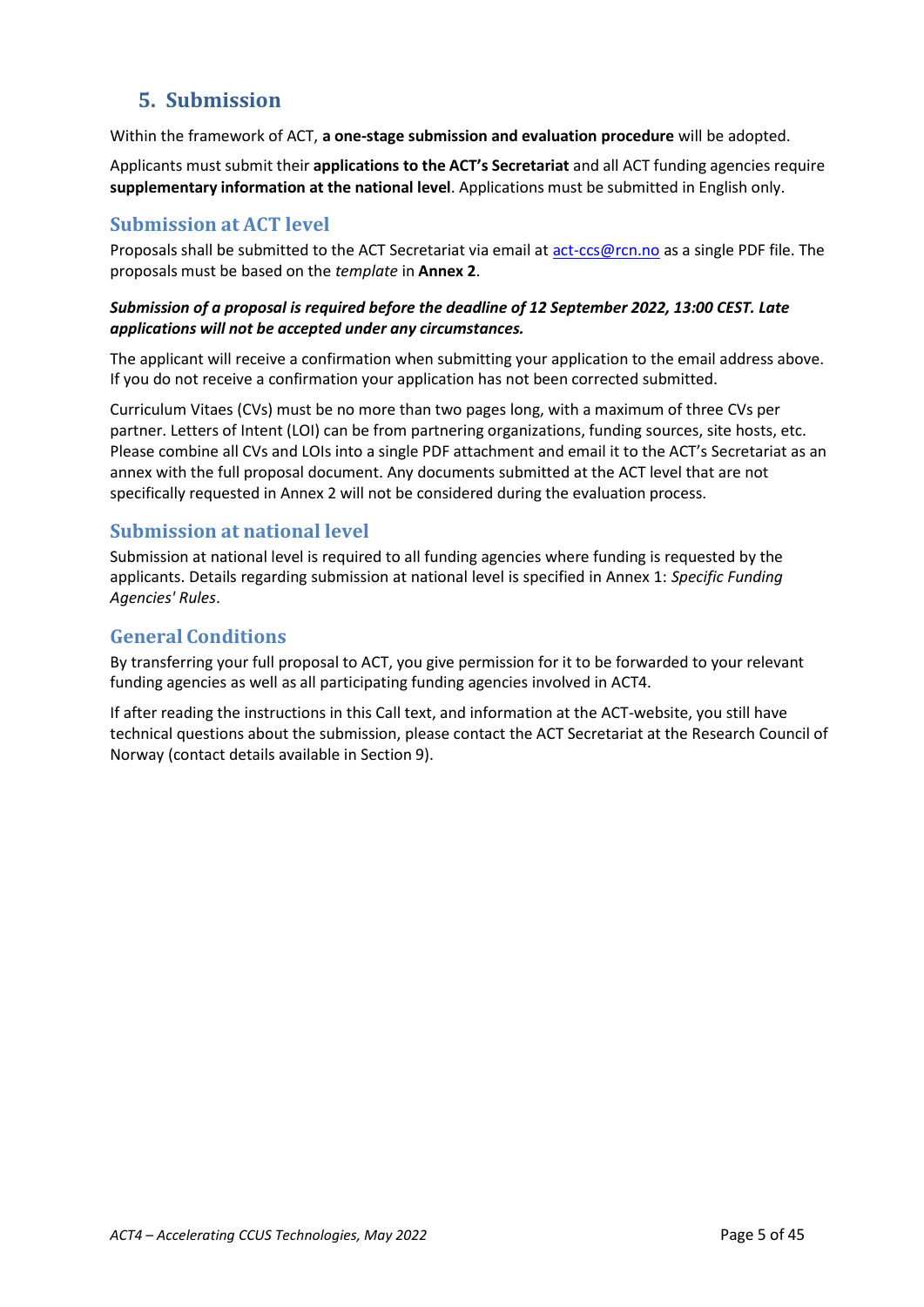## 5. Submission

Within the framework of ACT, **a one-stage submission and evaluation procedure** will be adopted.

Applicants must submit their **applications to the ACT's Secretariat** and all ACT funding agencies require **supplementary information at the national level**. Applications must be submitted in English only.

### Submission at ACT level

Proposals shall be submitted to the ACT Secretariat via email at act-ccs@rcn.no as a single PDF file. The proposals must be based on the *template* in **Annex 2**.

***Submission of a proposal is required before the deadline of 12 September 2022, 13:00 CEST. Late applications will not be accepted under any circumstances.***

The applicant will receive a confirmation when submitting your application to the email address above. If you do not receive a confirmation your application has not been corrected submitted.

Curriculum Vitaes (CVs) must be no more than two pages long, with a maximum of three CVs per partner. Letters of Intent (LOI) can be from partnering organizations, funding sources, site hosts, etc. Please combine all CVs and LOIs into a single PDF attachment and email it to the ACT's Secretariat as an annex with the full proposal document. Any documents submitted at the ACT level that are not specifically requested in Annex 2 will not be considered during the evaluation process.

### Submission at national level

Submission at national level is required to all funding agencies where funding is requested by the applicants. Details regarding submission at national level is specified in Annex 1: *Specific Funding Agencies' Rules*.

### General Conditions

By transferring your full proposal to ACT, you give permission for it to be forwarded to your relevant funding agencies as well as all participating funding agencies involved in ACT4.

If after reading the instructions in this Call text, and information at the ACT-website, you still have technical questions about the submission, please contact the ACT Secretariat at the Research Council of Norway (contact details available in Section 9).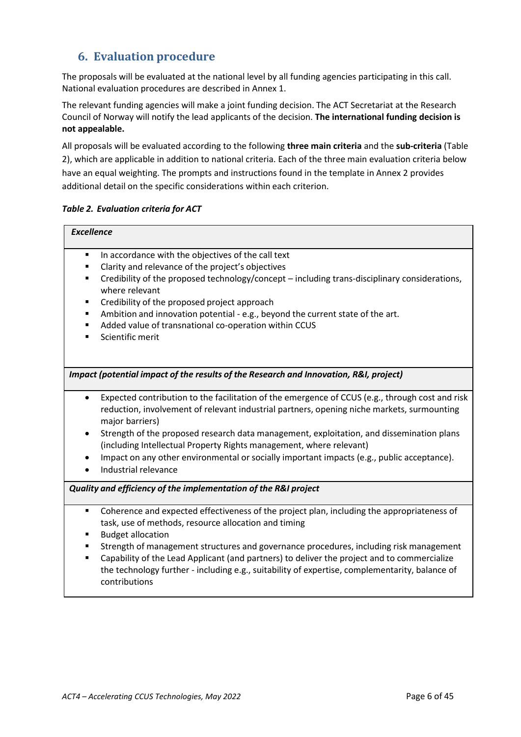## 6. Evaluation procedure

The proposals will be evaluated at the national level by all funding agencies participating in this call. National evaluation procedures are described in Annex 1.

The relevant funding agencies will make a joint funding decision. The ACT Secretariat at the Research Council of Norway will notify the lead applicants of the decision. **The international funding decision is not appealable.**

All proposals will be evaluated according to the following **three main criteria** and the **sub-criteria** (Table 2), which are applicable in addition to national criteria. Each of the three main evaluation criteria below have an equal weighting. The prompts and instructions found in the template in Annex 2 provides additional detail on the specific considerations within each criterion.

***Table 2. Evaluation criteria for ACT***

| ***Excellence*** |
| --- |
| ▪ In accordance with the objectives of the call text<br>▪ Clarity and relevance of the project's objectives<br>▪ Credibility of the proposed technology/concept – including trans-disciplinary considerations, where relevant<br>▪ Credibility of the proposed project approach<br>▪ Ambition and innovation potential - e.g., beyond the current state of the art.<br>▪ Added value of transnational co-operation within CCUS<br>▪ Scientific merit |
| ***Impact (potential impact of the results of the Research and Innovation, R&I, project)*** |
| • Expected contribution to the facilitation of the emergence of CCUS (e.g., through cost and risk reduction, involvement of relevant industrial partners, opening niche markets, surmounting major barriers)<br>• Strength of the proposed research data management, exploitation, and dissemination plans (including Intellectual Property Rights management, where relevant)<br>• Impact on any other environmental or socially important impacts (e.g., public acceptance).<br>• Industrial relevance |
| ***Quality and efficiency of the implementation of the R&I project*** |
| ▪ Coherence and expected effectiveness of the project plan, including the appropriateness of task, use of methods, resource allocation and timing<br>▪ Budget allocation<br>▪ Strength of management structures and governance procedures, including risk management<br>▪ Capability of the Lead Applicant (and partners) to deliver the project and to commercialize the technology further - including e.g., suitability of expertise, complementarity, balance of contributions |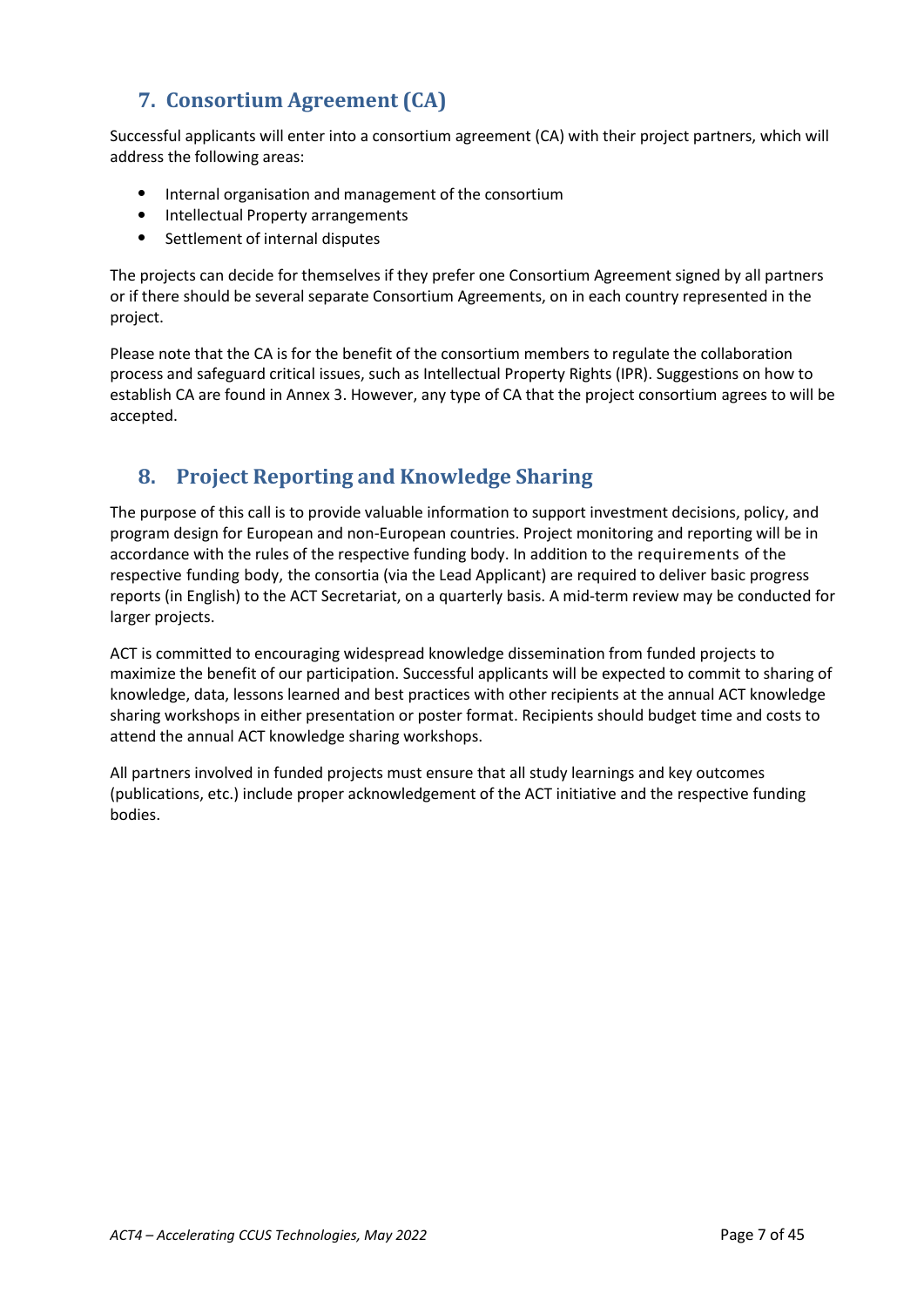## 7. Consortium Agreement (CA)

Successful applicants will enter into a consortium agreement (CA) with their project partners, which will address the following areas:

- Internal organisation and management of the consortium
- Intellectual Property arrangements
- Settlement of internal disputes

The projects can decide for themselves if they prefer one Consortium Agreement signed by all partners or if there should be several separate Consortium Agreements, on in each country represented in the project.

Please note that the CA is for the benefit of the consortium members to regulate the collaboration process and safeguard critical issues, such as Intellectual Property Rights (IPR). Suggestions on how to establish CA are found in Annex 3. However, any type of CA that the project consortium agrees to will be accepted.

## 8. Project Reporting and Knowledge Sharing

The purpose of this call is to provide valuable information to support investment decisions, policy, and program design for European and non-European countries. Project monitoring and reporting will be in accordance with the rules of the respective funding body. In addition to the requirements of the respective funding body, the consortia (via the Lead Applicant) are required to deliver basic progress reports (in English) to the ACT Secretariat, on a quarterly basis. A mid-term review may be conducted for larger projects.

ACT is committed to encouraging widespread knowledge dissemination from funded projects to maximize the benefit of our participation. Successful applicants will be expected to commit to sharing of knowledge, data, lessons learned and best practices with other recipients at the annual ACT knowledge sharing workshops in either presentation or poster format. Recipients should budget time and costs to attend the annual ACT knowledge sharing workshops.

All partners involved in funded projects must ensure that all study learnings and key outcomes (publications, etc.) include proper acknowledgement of the ACT initiative and the respective funding bodies.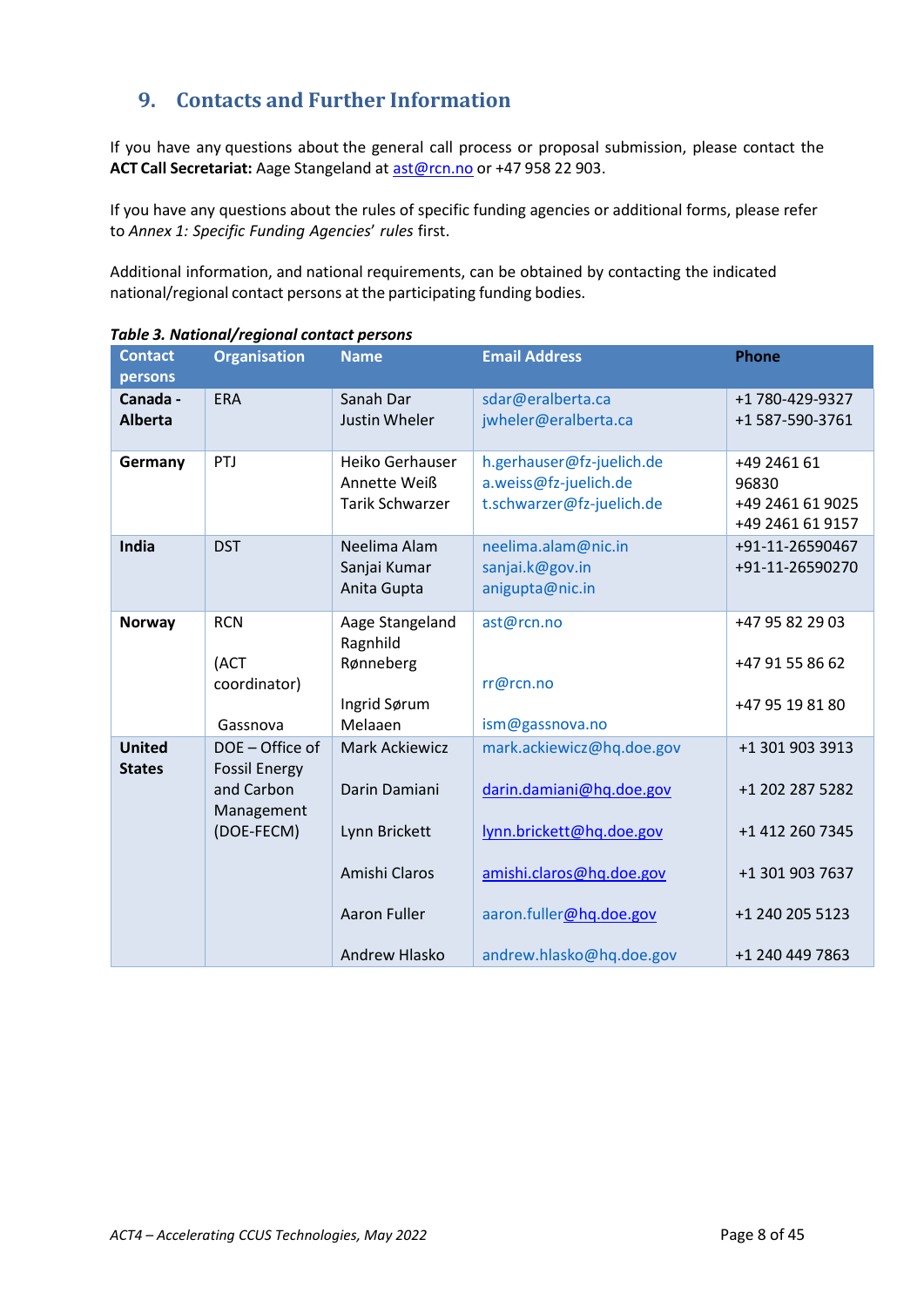## 9. Contacts and Further Information

If you have any questions about the general call process or proposal submission, please contact the **ACT Call Secretariat:** Aage Stangeland at ast@rcn.no or +47 958 22 903.

If you have any questions about the rules of specific funding agencies or additional forms, please refer to *Annex 1: Specific Funding Agencies*' *rules* first.

Additional information, and national requirements, can be obtained by contacting the indicated national/regional contact persons at the participating funding bodies.

***Table 3. National/regional contact persons***

| Contact persons | Organisation | Name | Email Address | Phone |
|---|---|---|---|---|
| **Canada - Alberta** | ERA | Sanah Dar<br>Justin Wheler | sdar@eralberta.ca<br>jwheler@eralberta.ca | +1 780-429-9327<br>+1 587-590-3761 |
| **Germany** | PTJ | Heiko Gerhauser<br>Annette Weiß<br>Tarik Schwarzer | h.gerhauser@fz-juelich.de<br>a.weiss@fz-juelich.de<br>t.schwarzer@fz-juelich.de | +49 2461 61 96830<br>+49 2461 61 9025<br>+49 2461 61 9157 |
| **India** | DST | Neelima Alam<br>Sanjai Kumar<br>Anita Gupta | neelima.alam@nic.in<br>sanjai.k@gov.in<br>anigupta@nic.in | +91-11-26590467<br>+91-11-26590270 |
| **Norway** | RCN<br>(ACT coordinator)<br>Gassnova | Aage Stangeland<br>Ragnhild Rønneberg<br>Ingrid Sørum Melaaen | ast@rcn.no<br>rr@rcn.no<br>ism@gassnova.no | +47 95 82 29 03<br>+47 91 55 86 62<br>+47 95 19 81 80 |
| **United States** | DOE – Office of Fossil Energy and Carbon Management (DOE-FECM) | Mark Ackiewicz<br>Darin Damiani<br>Lynn Brickett<br>Amishi Claros<br>Aaron Fuller<br>Andrew Hlasko | mark.ackiewicz@hq.doe.gov<br>darin.damiani@hq.doe.gov<br>lynn.brickett@hq.doe.gov<br>amishi.claros@hq.doe.gov<br>aaron.fuller@hq.doe.gov<br>andrew.hlasko@hq.doe.gov | +1 301 903 3913<br>+1 202 287 5282<br>+1 412 260 7345<br>+1 301 903 7637<br>+1 240 205 5123<br>+1 240 449 7863 |

*ACT4 – Accelerating CCUS Technologies, May 2022*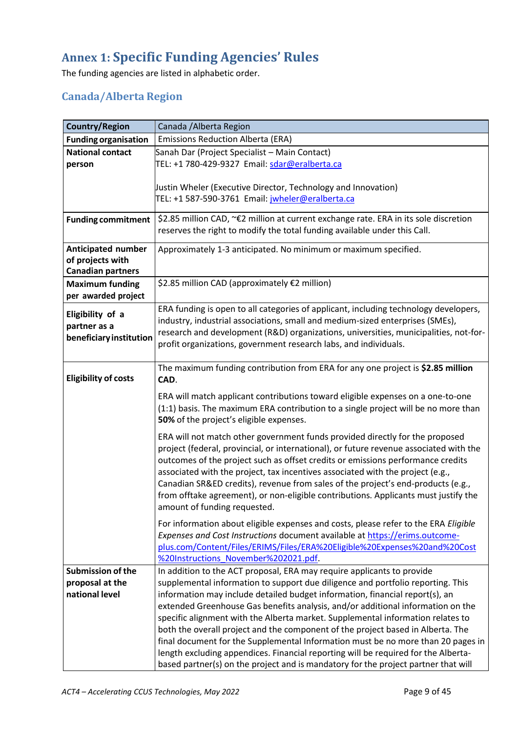# Annex 1: Specific Funding Agencies' Rules

The funding agencies are listed in alphabetic order.

## Canada/Alberta Region

| Country/Region | Canada /Alberta Region |
|---|---|
| **Funding organisation** | Emissions Reduction Alberta (ERA) |
| **National contact person** | Sanah Dar (Project Specialist – Main Contact)<br>TEL: +1 780-429-9327 Email: sdar@eralberta.ca<br><br>Justin Wheler (Executive Director, Technology and Innovation)<br>TEL: +1 587-590-3761 Email: jwheler@eralberta.ca |
| **Funding commitment** | $2.85 million CAD, ~€2 million at current exchange rate. ERA in its sole discretion reserves the right to modify the total funding available under this Call. |
| **Anticipated number of projects with Canadian partners** | Approximately 1-3 anticipated. No minimum or maximum specified. |
| **Maximum funding per awarded project** | $2.85 million CAD (approximately €2 million) |
| **Eligibility of a partner as a beneficiary institution** | ERA funding is open to all categories of applicant, including technology developers, industry, industrial associations, small and medium-sized enterprises (SMEs), research and development (R&D) organizations, universities, municipalities, not-for-profit organizations, government research labs, and individuals. |
| **Eligibility of costs** | The maximum funding contribution from ERA for any one project is **$2.85 million CAD**.<br><br>ERA will match applicant contributions toward eligible expenses on a one-to-one (1:1) basis. The maximum ERA contribution to a single project will be no more than **50%** of the project's eligible expenses.<br><br>ERA will not match other government funds provided directly for the proposed project (federal, provincial, or international), or future revenue associated with the outcomes of the project such as offset credits or emissions performance credits associated with the project, tax incentives associated with the project (e.g., Canadian SR&ED credits), revenue from sales of the project's end-products (e.g., from offtake agreement), or non-eligible contributions. Applicants must justify the amount of funding requested.<br><br>For information about eligible expenses and costs, please refer to the ERA *Eligible Expenses and Cost Instructions* document available at https://erims.outcome-plus.com/Content/Files/ERIMS/Files/ERA%20Eligible%20Expenses%20and%20Cost%20Instructions_November%202021.pdf. |
| **Submission of the proposal at the national level** | In addition to the ACT proposal, ERA may require applicants to provide supplemental information to support due diligence and portfolio reporting. This information may include detailed budget information, financial report(s), an extended Greenhouse Gas benefits analysis, and/or additional information on the specific alignment with the Alberta market. Supplemental information relates to both the overall project and the component of the project based in Alberta. The final document for the Supplemental Information must be no more than 20 pages in length excluding appendices. Financial reporting will be required for the Alberta-based partner(s) on the project and is mandatory for the project partner that will |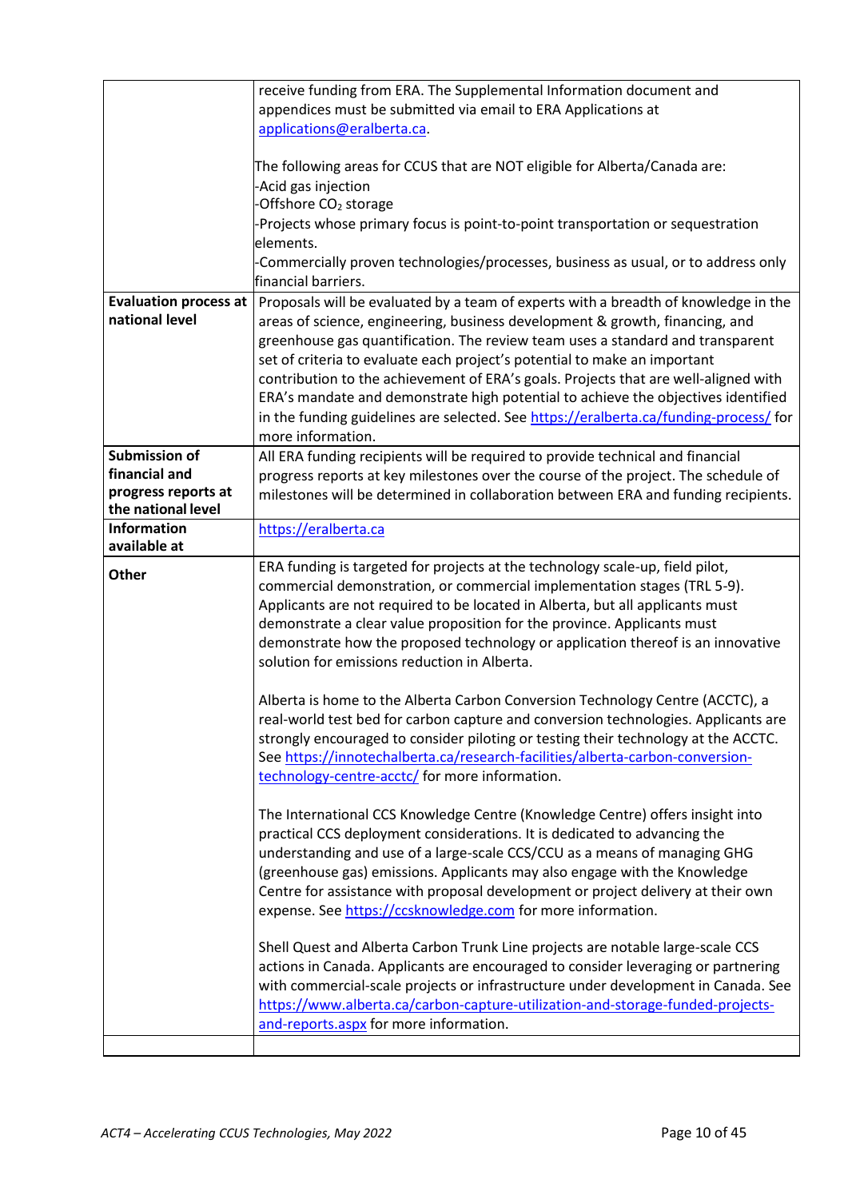| | |
|---|---|
| | receive funding from ERA. The Supplemental Information document and appendices must be submitted via email to ERA Applications at applications@eralberta.ca.<br><br>The following areas for CCUS that are NOT eligible for Alberta/Canada are:<br>-Acid gas injection<br>-Offshore $CO_2$ storage<br>-Projects whose primary focus is point-to-point transportation or sequestration elements.<br>-Commercially proven technologies/processes, business as usual, or to address only financial barriers. |
| **Evaluation process at national level** | Proposals will be evaluated by a team of experts with a breadth of knowledge in the areas of science, engineering, business development & growth, financing, and greenhouse gas quantification. The review team uses a standard and transparent set of criteria to evaluate each project's potential to make an important contribution to the achievement of ERA's goals. Projects that are well-aligned with ERA's mandate and demonstrate high potential to achieve the objectives identified in the funding guidelines are selected. See https://eralberta.ca/funding-process/ for more information. |
| **Submission of financial and progress reports at the national level** | All ERA funding recipients will be required to provide technical and financial progress reports at key milestones over the course of the project. The schedule of milestones will be determined in collaboration between ERA and funding recipients. |
| **Information available at** | https://eralberta.ca |
| **Other** | ERA funding is targeted for projects at the technology scale-up, field pilot, commercial demonstration, or commercial implementation stages (TRL 5-9). Applicants are not required to be located in Alberta, but all applicants must demonstrate a clear value proposition for the province. Applicants must demonstrate how the proposed technology or application thereof is an innovative solution for emissions reduction in Alberta.<br><br>Alberta is home to the Alberta Carbon Conversion Technology Centre (ACCTC), a real-world test bed for carbon capture and conversion technologies. Applicants are strongly encouraged to consider piloting or testing their technology at the ACCTC. See https://innotechalberta.ca/research-facilities/alberta-carbon-conversion-technology-centre-acctc/ for more information.<br><br>The International CCS Knowledge Centre (Knowledge Centre) offers insight into practical CCS deployment considerations. It is dedicated to advancing the understanding and use of a large-scale CCS/CCU as a means of managing GHG (greenhouse gas) emissions. Applicants may also engage with the Knowledge Centre for assistance with proposal development or project delivery at their own expense. See https://ccsknowledge.com for more information.<br><br>Shell Quest and Alberta Carbon Trunk Line projects are notable large-scale CCS actions in Canada. Applicants are encouraged to consider leveraging or partnering with commercial-scale projects or infrastructure under development in Canada. See https://www.alberta.ca/carbon-capture-utilization-and-storage-funded-projects-and-reports.aspx for more information. |
| | |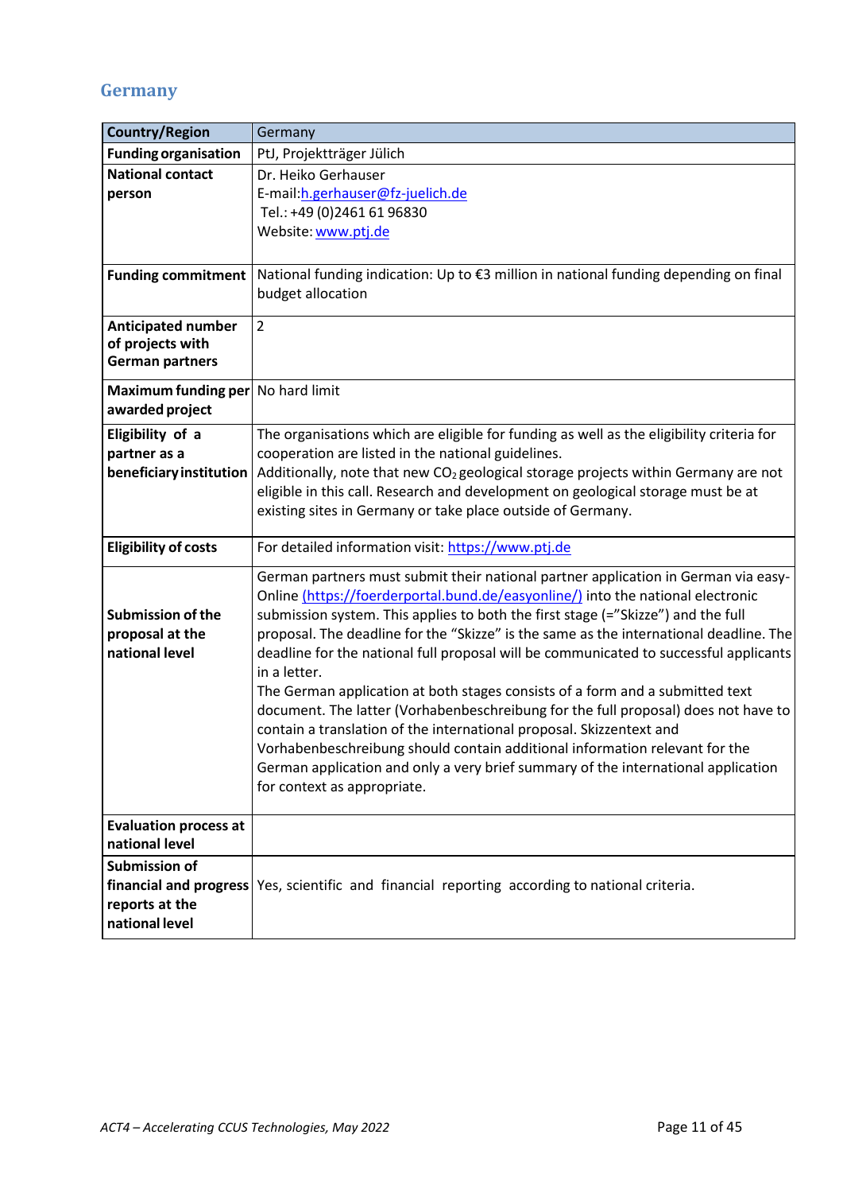## Germany

| Country/Region | Germany |
|---|---|
| **Funding organisation** | PtJ, Projektträger Jülich |
| **National contact person** | Dr. Heiko Gerhauser<br>E-mail:h.gerhauser@fz-juelich.de<br>Tel.: +49 (0)2461 61 96830<br>Website: www.ptj.de |
| **Funding commitment** | National funding indication: Up to €3 million in national funding depending on final budget allocation |
| **Anticipated number of projects with German partners** | 2 |
| **Maximum funding per awarded project** | No hard limit |
| **Eligibility of a partner as a beneficiary institution** | The organisations which are eligible for funding as well as the eligibility criteria for cooperation are listed in the national guidelines.<br>Additionally, note that new $CO_2$ geological storage projects within Germany are not eligible in this call. Research and development on geological storage must be at existing sites in Germany or take place outside of Germany. |
| **Eligibility of costs** | For detailed information visit: https://www.ptj.de |
| **Submission of the proposal at the national level** | German partners must submit their national partner application in German via easy-Online (https://foerderportal.bund.de/easyonline/) into the national electronic submission system. This applies to both the first stage (="Skizze") and the full proposal. The deadline for the "Skizze" is the same as the international deadline. The deadline for the national full proposal will be communicated to successful applicants in a letter.<br>The German application at both stages consists of a form and a submitted text document. The latter (Vorhabenbeschreibung for the full proposal) does not have to contain a translation of the international proposal. Skizzentext and Vorhabenbeschreibung should contain additional information relevant for the German application and only a very brief summary of the international application for context as appropriate. |
| **Evaluation process at national level** | |
| **Submission of financial and progress reports at the national level** | Yes, scientific and financial reporting according to national criteria. |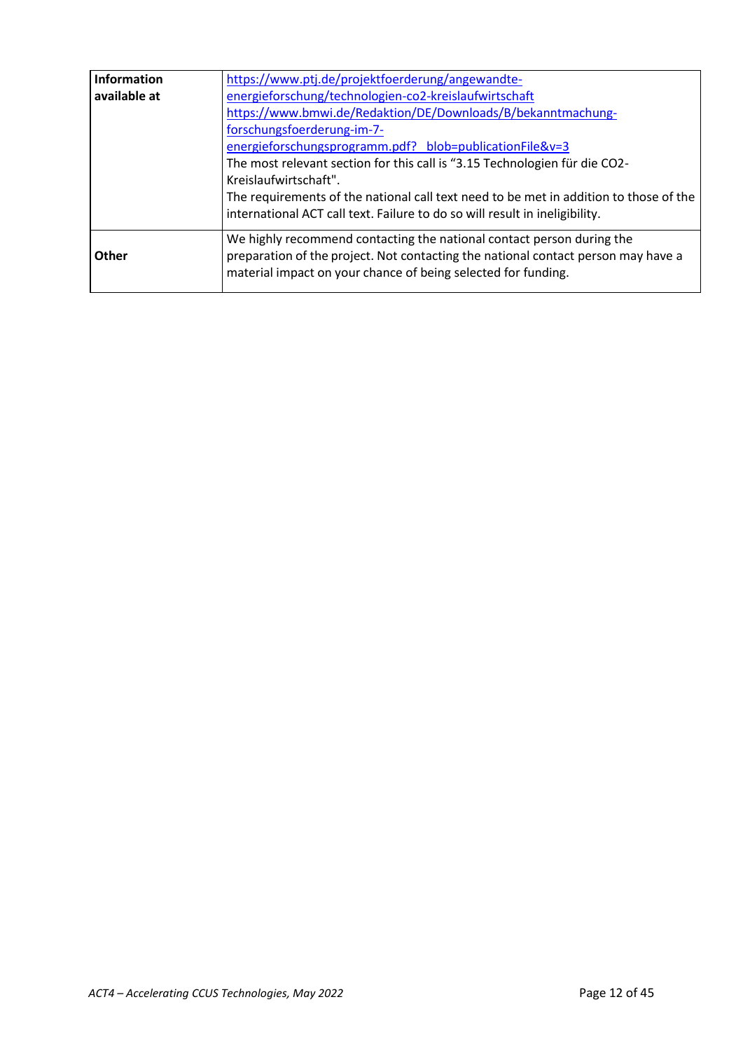| | |
|---|---|
| **Information available at** | https://www.ptj.de/projektfoerderung/angewandte-energieforschung/technologien-co2-kreislaufwirtschaft https://www.bmwi.de/Redaktion/DE/Downloads/B/bekanntmachung-forschungsfoerderung-im-7-energieforschungsprogramm.pdf?__blob=publicationFile&v=3 The most relevant section for this call is "3.15 Technologien für die CO2-Kreislaufwirtschaft". The requirements of the national call text need to be met in addition to those of the international ACT call text. Failure to do so will result in ineligibility. |
| **Other** | We highly recommend contacting the national contact person during the preparation of the project. Not contacting the national contact person may have a material impact on your chance of being selected for funding. |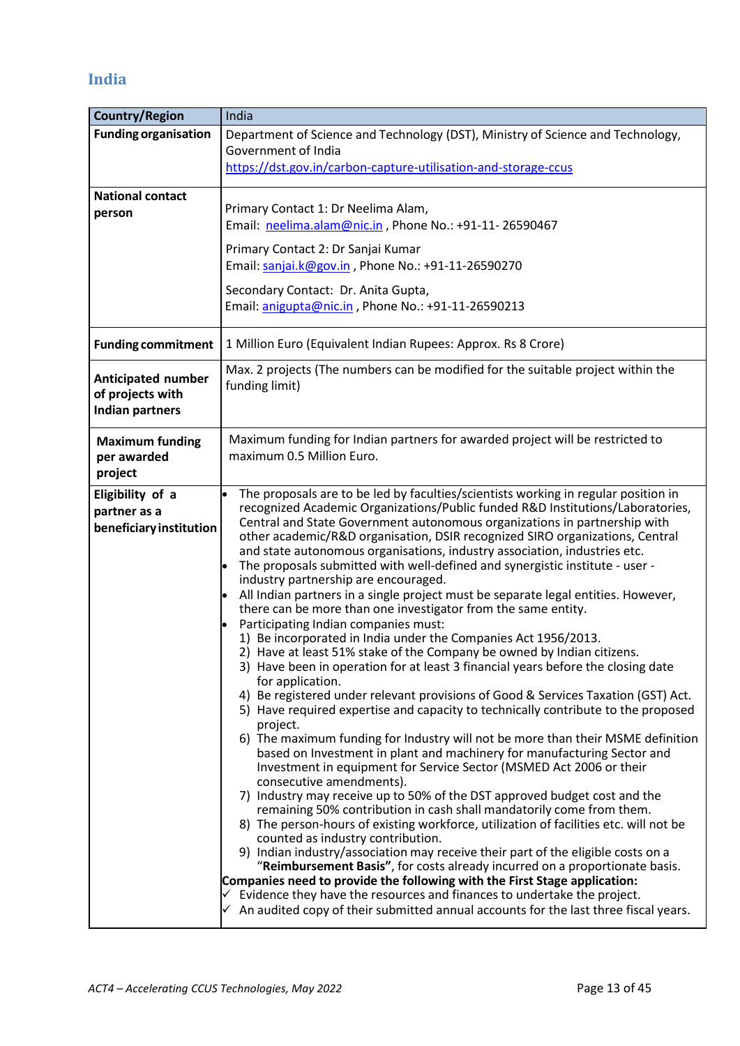## India

| Country/Region | India |
|---|---|
| **Funding organisation** | Department of Science and Technology (DST), Ministry of Science and Technology, Government of India<br>[https://dst.gov.in/carbon-capture-utilisation-and-storage-ccus](https://dst.gov.in/carbon-capture-utilisation-and-storage-ccus) |
| **National contact person** | Primary Contact 1: Dr Neelima Alam,<br>Email: [neelima.alam@nic.in](mailto:neelima.alam@nic.in) , Phone No.: +91-11- 26590467<br><br>Primary Contact 2: Dr Sanjai Kumar<br>Email: [sanjai.k@gov.in](mailto:sanjai.k@gov.in) , Phone No.: +91-11-26590270<br><br>Secondary Contact: Dr. Anita Gupta,<br>Email: [anigupta@nic.in](mailto:anigupta@nic.in) , Phone No.: +91-11-26590213 |
| **Funding commitment** | 1 Million Euro (Equivalent Indian Rupees: Approx. Rs 8 Crore) |
| **Anticipated number of projects with Indian partners** | Max. 2 projects (The numbers can be modified for the suitable project within the funding limit) |
| **Maximum funding per awarded project** | Maximum funding for Indian partners for awarded project will be restricted to maximum 0.5 Million Euro. |
| **Eligibility of a partner as a beneficiary institution** | • The proposals are to be led by faculties/scientists working in regular position in recognized Academic Organizations/Public funded R&D Institutions/Laboratories, Central and State Government autonomous organizations in partnership with other academic/R&D organisation, DSIR recognized SIRO organizations, Central and state autonomous organisations, industry association, industries etc.<br>• The proposals submitted with well-defined and synergistic institute - user - industry partnership are encouraged.<br>• All Indian partners in a single project must be separate legal entities. However, there can be more than one investigator from the same entity.<br>• Participating Indian companies must:<br>1) Be incorporated in India under the Companies Act 1956/2013.<br>2) Have at least 51% stake of the Company be owned by Indian citizens.<br>3) Have been in operation for at least 3 financial years before the closing date for application.<br>4) Be registered under relevant provisions of Good & Services Taxation (GST) Act.<br>5) Have required expertise and capacity to technically contribute to the proposed project.<br>6) The maximum funding for Industry will not be more than their MSME definition based on Investment in plant and machinery for manufacturing Sector and Investment in equipment for Service Sector (MSMED Act 2006 or their consecutive amendments).<br>7) Industry may receive up to 50% of the DST approved budget cost and the remaining 50% contribution in cash shall mandatorily come from them.<br>8) The person-hours of existing workforce, utilization of facilities etc. will not be counted as industry contribution.<br>9) Indian industry/association may receive their part of the eligible costs on a "**Reimbursement Basis"**, for costs already incurred on a proportionate basis.<br>**Companies need to provide the following with the First Stage application:**<br>✓ Evidence they have the resources and finances to undertake the project.<br>✓ An audited copy of their submitted annual accounts for the last three fiscal years. |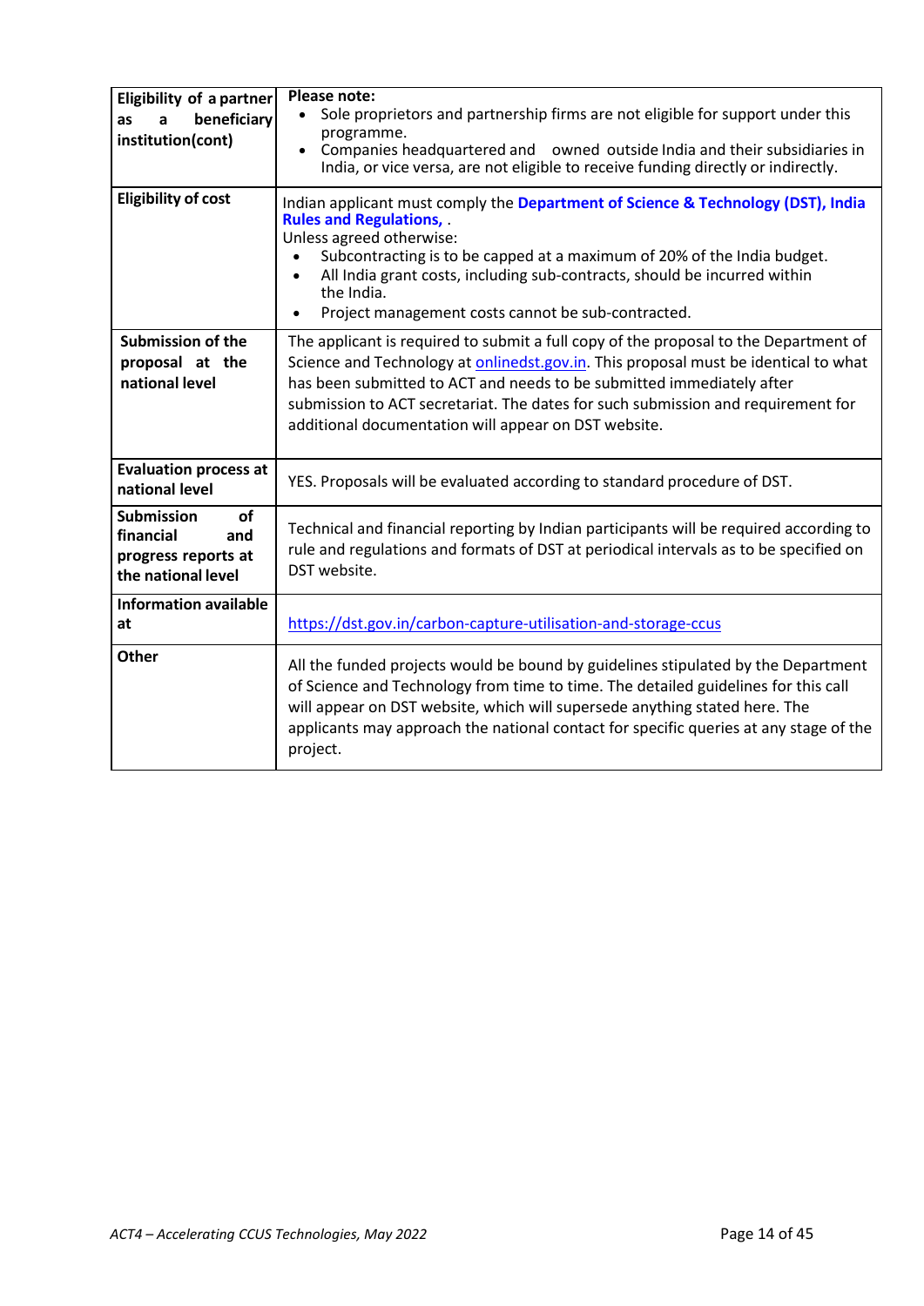| | |
|---|---|
| **Eligibility of a partner as a beneficiary institution(cont)** | **Please note:**<br>• Sole proprietors and partnership firms are not eligible for support under this programme.<br>• Companies headquartered and owned outside India and their subsidiaries in India, or vice versa, are not eligible to receive funding directly or indirectly. |
| **Eligibility of cost** | Indian applicant must comply the **Department of Science & Technology (DST), India Rules and Regulations,** .<br>Unless agreed otherwise:<br>• Subcontracting is to be capped at a maximum of 20% of the India budget.<br>• All India grant costs, including sub-contracts, should be incurred within the India.<br>• Project management costs cannot be sub-contracted. |
| **Submission of the proposal at the national level** | The applicant is required to submit a full copy of the proposal to the Department of Science and Technology at onlinedst.gov.in. This proposal must be identical to what has been submitted to ACT and needs to be submitted immediately after submission to ACT secretariat. The dates for such submission and requirement for additional documentation will appear on DST website. |
| **Evaluation process at national level** | YES. Proposals will be evaluated according to standard procedure of DST. |
| **Submission of financial and progress reports at the national level** | Technical and financial reporting by Indian participants will be required according to rule and regulations and formats of DST at periodical intervals as to be specified on DST website. |
| **Information available at** | https://dst.gov.in/carbon-capture-utilisation-and-storage-ccus |
| **Other** | All the funded projects would be bound by guidelines stipulated by the Department of Science and Technology from time to time. The detailed guidelines for this call will appear on DST website, which will supersede anything stated here. The applicants may approach the national contact for specific queries at any stage of the project. |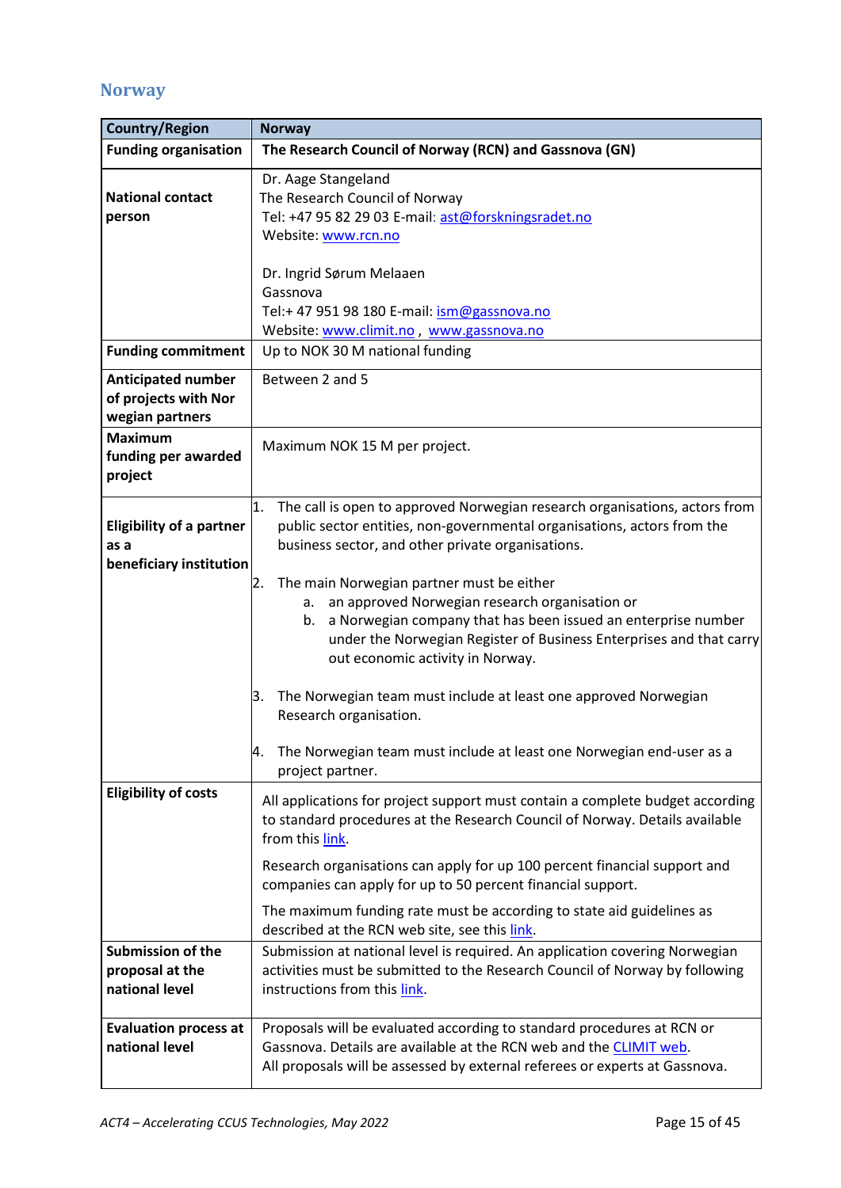## Norway

| Country/Region | Norway |
|---|---|
| **Funding organisation** | **The Research Council of Norway (RCN) and Gassnova (GN)** |
| **National contact person** | Dr. Aage Stangeland<br>The Research Council of Norway<br>Tel: +47 95 82 29 03 E-mail: ast@forskningsradet.no<br>Website: www.rcn.no<br><br>Dr. Ingrid Sørum Melaaen<br>Gassnova<br>Tel:+ 47 951 98 180 E-mail: ism@gassnova.no<br>Website: www.climit.no , www.gassnova.no |
| **Funding commitment** | Up to NOK 30 M national funding |
| **Anticipated number of projects with Norwegian partners** | Between 2 and 5 |
| **Maximum funding per awarded project** | Maximum NOK 15 M per project. |
| **Eligibility of a partner as a beneficiary institution** | 1. The call is open to approved Norwegian research organisations, actors from public sector entities, non-governmental organisations, actors from the business sector, and other private organisations.<br><br>2. The main Norwegian partner must be either<br>a. an approved Norwegian research organisation or<br>b. a Norwegian company that has been issued an enterprise number under the Norwegian Register of Business Enterprises and that carry out economic activity in Norway.<br><br>3. The Norwegian team must include at least one approved Norwegian Research organisation.<br><br>4. The Norwegian team must include at least one Norwegian end-user as a project partner. |
| **Eligibility of costs** | All applications for project support must contain a complete budget according to standard procedures at the Research Council of Norway. Details available from this link.<br><br>Research organisations can apply for up 100 percent financial support and companies can apply for up to 50 percent financial support.<br><br>The maximum funding rate must be according to state aid guidelines as described at the RCN web site, see this link. |
| **Submission of the proposal at the national level** | Submission at national level is required. An application covering Norwegian activities must be submitted to the Research Council of Norway by following instructions from this link. |
| **Evaluation process at national level** | Proposals will be evaluated according to standard procedures at RCN or Gassnova. Details are available at the RCN web and the CLIMIT web.<br>All proposals will be assessed by external referees or experts at Gassnova. |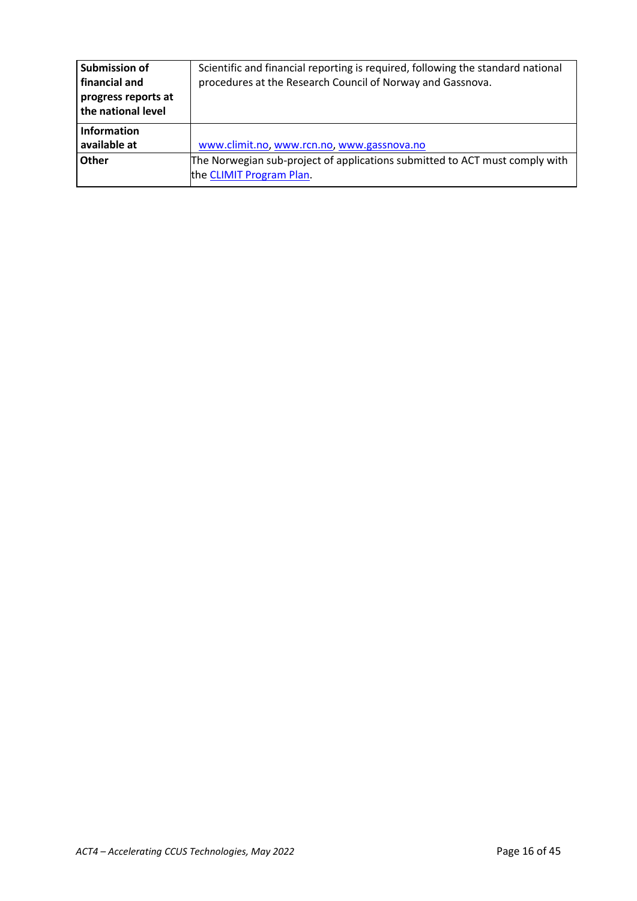| | |
|---|---|
| **Submission of financial and progress reports at the national level** | Scientific and financial reporting is required, following the standard national procedures at the Research Council of Norway and Gassnova. |
| **Information available at** | www.climit.no, www.rcn.no, www.gassnova.no |
| **Other** | The Norwegian sub-project of applications submitted to ACT must comply with the CLIMIT Program Plan. |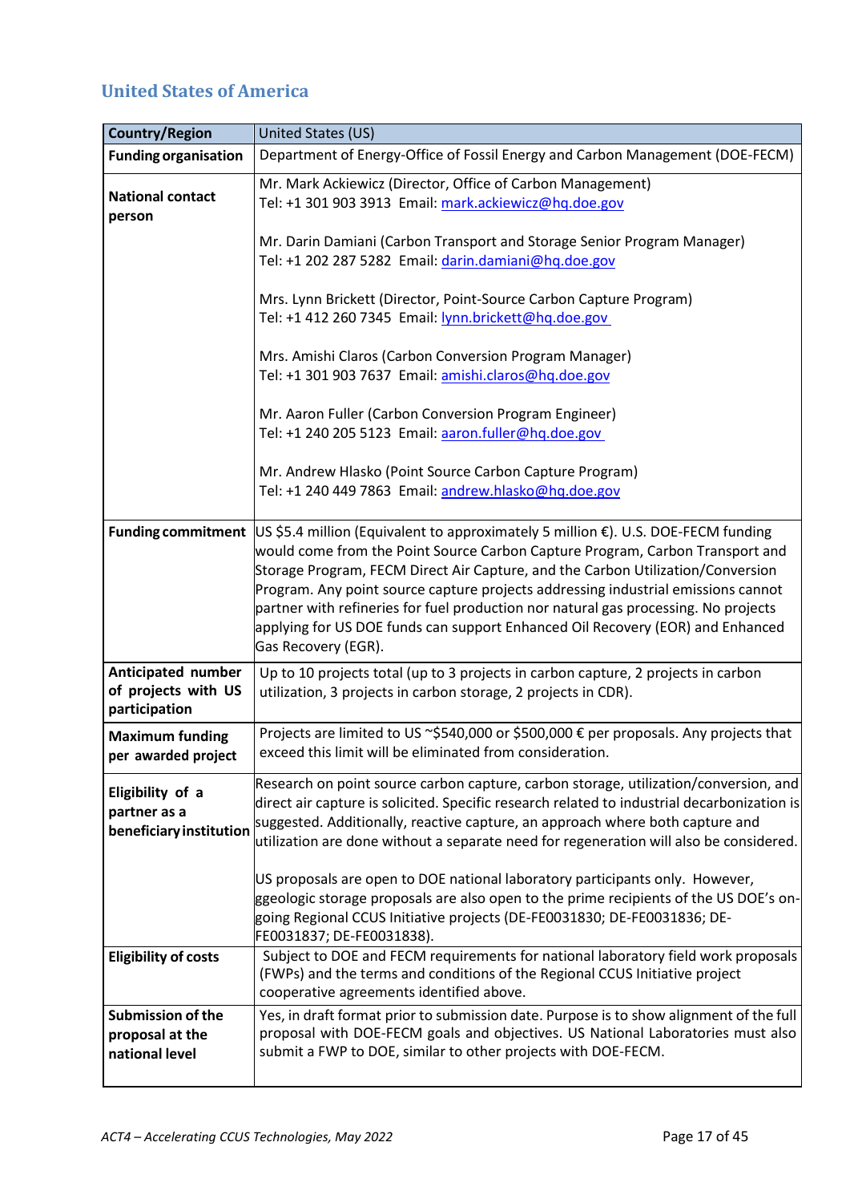## United States of America

| Country/Region | United States (US) |
|---|---|
| **Funding organisation** | Department of Energy-Office of Fossil Energy and Carbon Management (DOE-FECM) |
| **National contact person** | Mr. Mark Ackiewicz (Director, Office of Carbon Management)<br>Tel: +1 301 903 3913 Email: mark.ackiewicz@hq.doe.gov<br><br>Mr. Darin Damiani (Carbon Transport and Storage Senior Program Manager)<br>Tel: +1 202 287 5282 Email: darin.damiani@hq.doe.gov<br><br>Mrs. Lynn Brickett (Director, Point-Source Carbon Capture Program)<br>Tel: +1 412 260 7345 Email: lynn.brickett@hq.doe.gov<br><br>Mrs. Amishi Claros (Carbon Conversion Program Manager)<br>Tel: +1 301 903 7637 Email: amishi.claros@hq.doe.gov<br><br>Mr. Aaron Fuller (Carbon Conversion Program Engineer)<br>Tel: +1 240 205 5123 Email: aaron.fuller@hq.doe.gov<br><br>Mr. Andrew Hlasko (Point Source Carbon Capture Program)<br>Tel: +1 240 449 7863 Email: andrew.hlasko@hq.doe.gov |
| **Funding commitment** | US $5.4 million (Equivalent to approximately 5 million €). U.S. DOE-FECM funding would come from the Point Source Carbon Capture Program, Carbon Transport and Storage Program, FECM Direct Air Capture, and the Carbon Utilization/Conversion Program. Any point source capture projects addressing industrial emissions cannot partner with refineries for fuel production nor natural gas processing. No projects applying for US DOE funds can support Enhanced Oil Recovery (EOR) and Enhanced Gas Recovery (EGR). |
| **Anticipated number of projects with US participation** | Up to 10 projects total (up to 3 projects in carbon capture, 2 projects in carbon utilization, 3 projects in carbon storage, 2 projects in CDR). |
| **Maximum funding per awarded project** | Projects are limited to US ~$540,000 or $500,000 € per proposals. Any projects that exceed this limit will be eliminated from consideration. |
| **Eligibility of a partner as a beneficiary institution** | Research on point source carbon capture, carbon storage, utilization/conversion, and direct air capture is solicited. Specific research related to industrial decarbonization is suggested. Additionally, reactive capture, an approach where both capture and utilization are done without a separate need for regeneration will also be considered.<br><br>US proposals are open to DOE national laboratory participants only. However, ggeologic storage proposals are also open to the prime recipients of the US DOE's on-going Regional CCUS Initiative projects (DE-FE0031830; DE-FE0031836; DE-FE0031837; DE-FE0031838). |
| **Eligibility of costs** | Subject to DOE and FECM requirements for national laboratory field work proposals (FWPs) and the terms and conditions of the Regional CCUS Initiative project cooperative agreements identified above. |
| **Submission of the proposal at the national level** | Yes, in draft format prior to submission date. Purpose is to show alignment of the full proposal with DOE-FECM goals and objectives. US National Laboratories must also submit a FWP to DOE, similar to other projects with DOE-FECM. |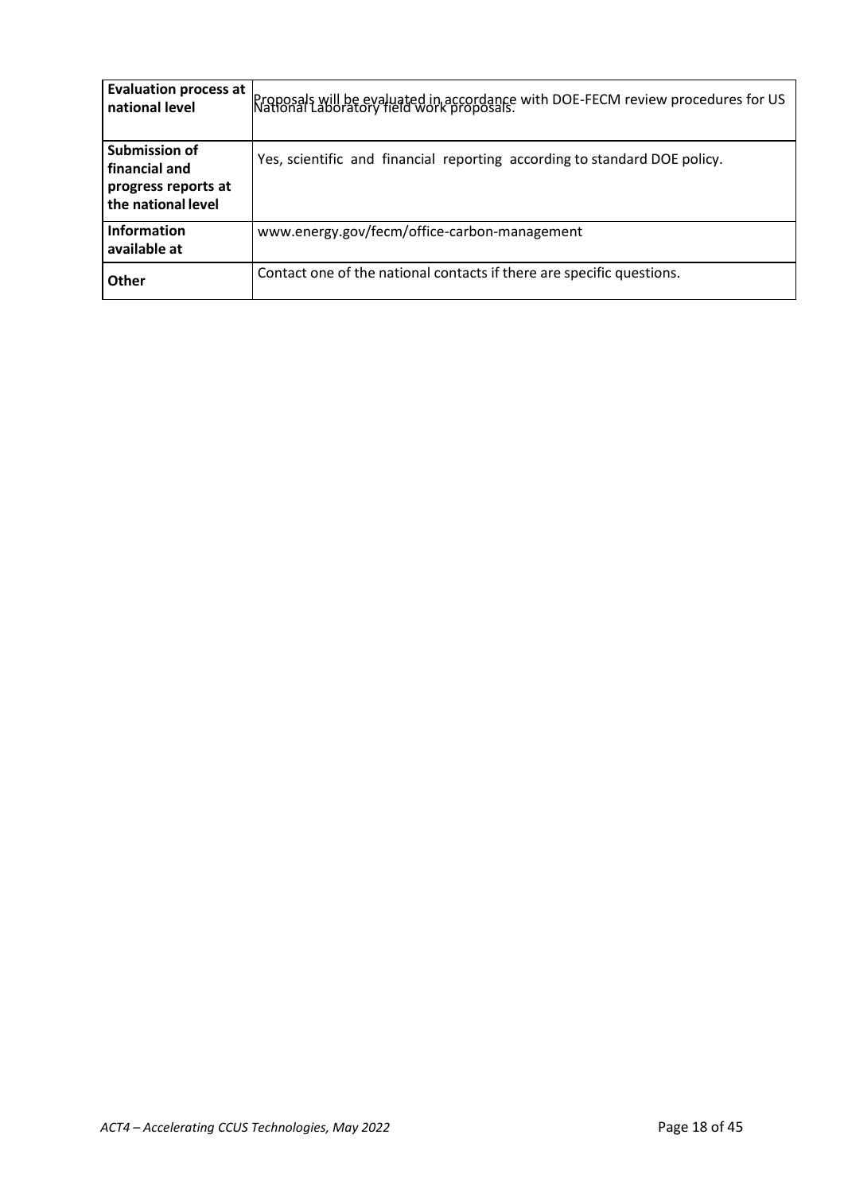| **Evaluation process at national level** | Proposals will be evaluated in accordance with DOE-FECM review procedures for US National Laboratory field work proposals. |
|---|---|
| **Submission of financial and progress reports at the national level** | Yes, scientific and financial reporting according to standard DOE policy. |
| **Information available at** | www.energy.gov/fecm/office-carbon-management |
| **Other** | Contact one of the national contacts if there are specific questions. |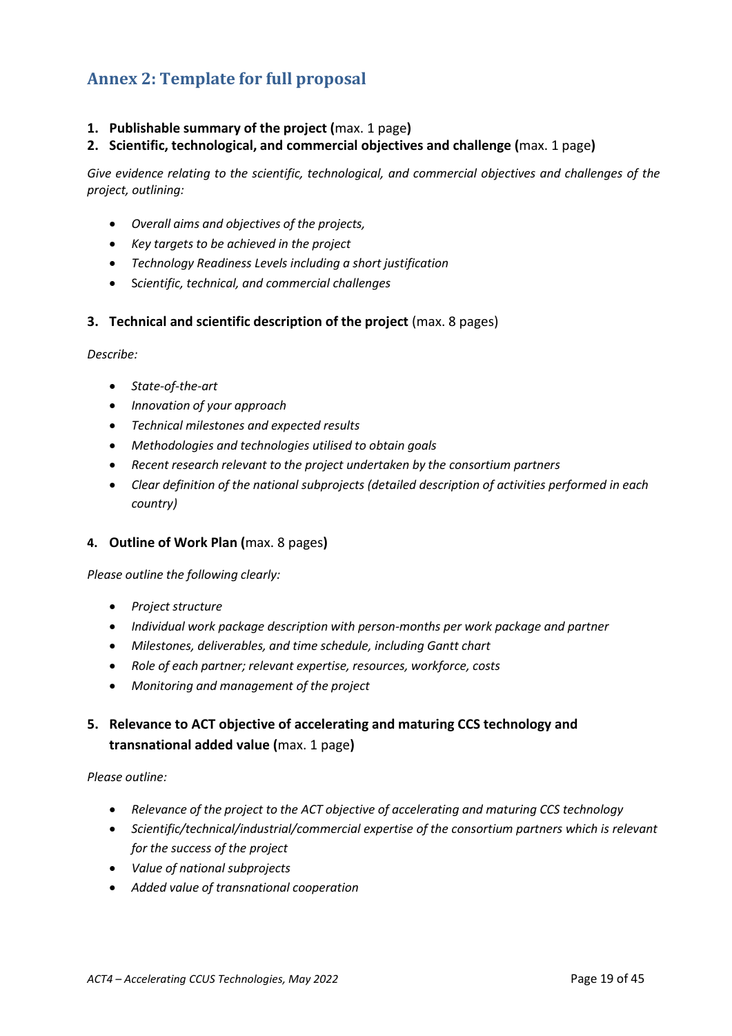## Annex 2: Template for full proposal

1. **Publishable summary of the project (**max. 1 page**)**
2. **Scientific, technological, and commercial objectives and challenge (**max. 1 page**)**

*Give evidence relating to the scientific, technological, and commercial objectives and challenges of the project, outlining:*

- *Overall aims and objectives of the projects,*
- *Key targets to be achieved in the project*
- *Technology Readiness Levels including a short justification*
- *Scientific, technical, and commercial challenges*

3. **Technical and scientific description of the project** (max. 8 pages)

*Describe:*

- *State-of-the-art*
- *Innovation of your approach*
- *Technical milestones and expected results*
- *Methodologies and technologies utilised to obtain goals*
- *Recent research relevant to the project undertaken by the consortium partners*
- *Clear definition of the national subprojects (detailed description of activities performed in each country)*

4. **Outline of Work Plan (**max. 8 pages**)**

*Please outline the following clearly:*

- *Project structure*
- *Individual work package description with person-months per work package and partner*
- *Milestones, deliverables, and time schedule, including Gantt chart*
- *Role of each partner; relevant expertise, resources, workforce, costs*
- *Monitoring and management of the project*

5. **Relevance to ACT objective of accelerating and maturing CCS technology and transnational added value (**max. 1 page**)**

*Please outline:*

- *Relevance of the project to the ACT objective of accelerating and maturing CCS technology*
- *Scientific/technical/industrial/commercial expertise of the consortium partners which is relevant for the success of the project*
- *Value of national subprojects*
- *Added value of transnational cooperation*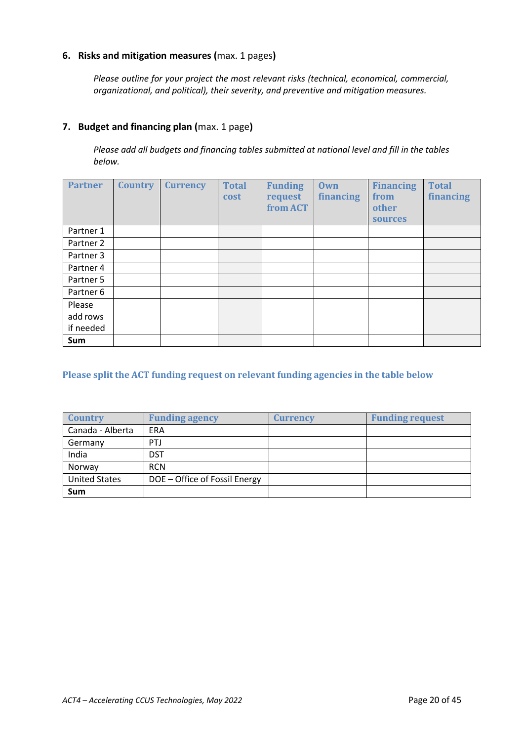## 6. Risks and mitigation measures (max. 1 pages)

*Please outline for your project the most relevant risks (technical, economical, commercial, organizational, and political), their severity, and preventive and mitigation measures.*

## 7. Budget and financing plan (max. 1 page)

*Please add all budgets and financing tables submitted at national level and fill in the tables below.*

| Partner | Country | Currency | Total cost | Funding request from ACT | Own financing | Financing from other sources | Total financing |
|---|---|---|---|---|---|---|---|
| Partner 1 | | | | | | | |
| Partner 2 | | | | | | | |
| Partner 3 | | | | | | | |
| Partner 4 | | | | | | | |
| Partner 5 | | | | | | | |
| Partner 6 | | | | | | | |
| Please add rows if needed | | | | | | | |
| **Sum** | | | | | | | |

**Please split the ACT funding request on relevant funding agencies in the table below**

| Country | Funding agency | Currency | Funding request |
|---|---|---|---|
| Canada - Alberta | ERA | | |
| Germany | PTJ | | |
| India | DST | | |
| Norway | RCN | | |
| United States | DOE – Office of Fossil Energy | | |
| **Sum** | | | |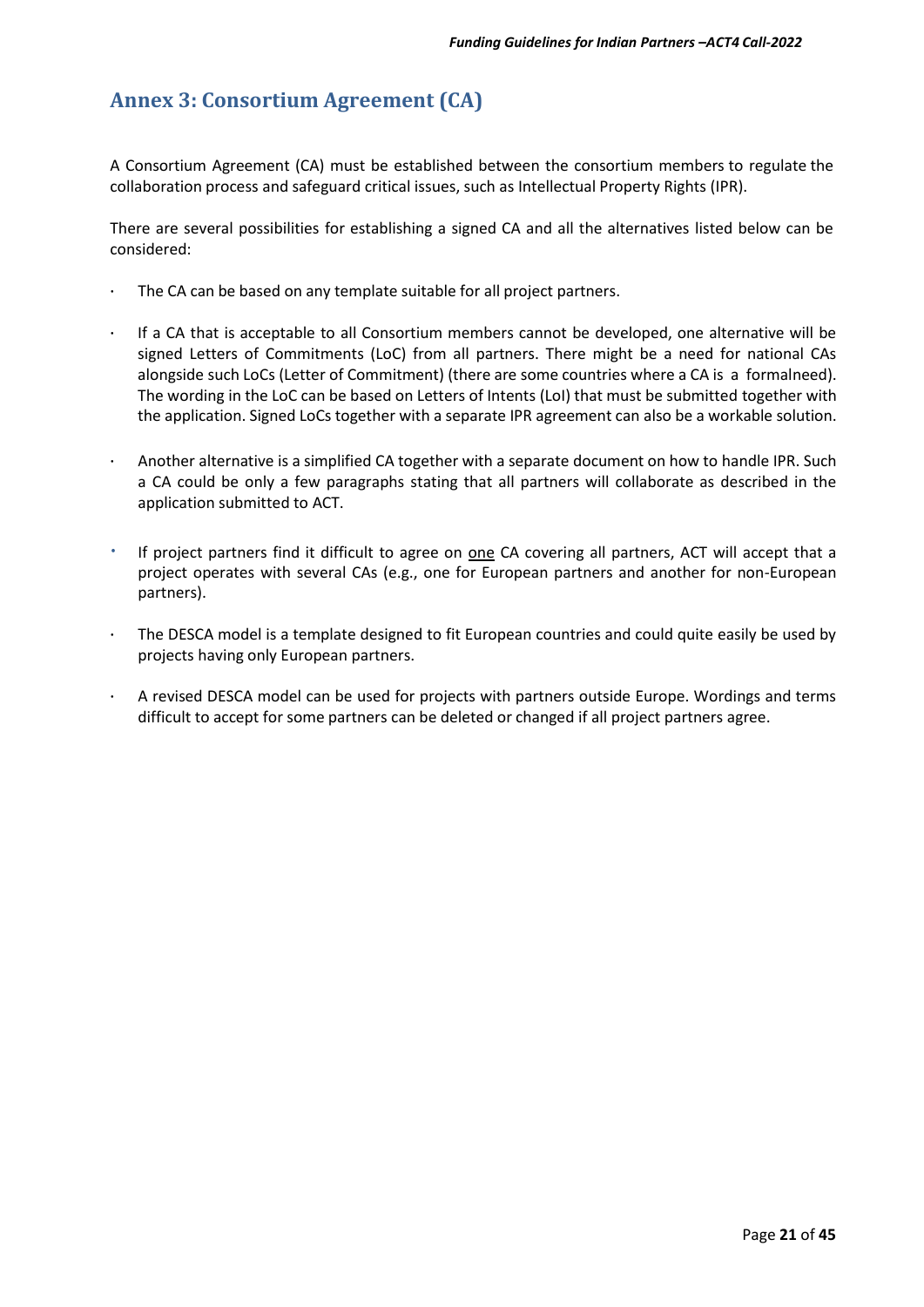## Annex 3: Consortium Agreement (CA)

A Consortium Agreement (CA) must be established between the consortium members to regulate the collaboration process and safeguard critical issues, such as Intellectual Property Rights (IPR).

There are several possibilities for establishing a signed CA and all the alternatives listed below can be considered:

- The CA can be based on any template suitable for all project partners.
- If a CA that is acceptable to all Consortium members cannot be developed, one alternative will be signed Letters of Commitments (LoC) from all partners. There might be a need for national CAs alongside such LoCs (Letter of Commitment) (there are some countries where a CA is a formalneed). The wording in the LoC can be based on Letters of Intents (LoI) that must be submitted together with the application. Signed LoCs together with a separate IPR agreement can also be a workable solution.
- Another alternative is a simplified CA together with a separate document on how to handle IPR. Such a CA could be only a few paragraphs stating that all partners will collaborate as described in the application submitted to ACT.
- If project partners find it difficult to agree on <u>one</u> CA covering all partners, ACT will accept that a project operates with several CAs (e.g., one for European partners and another for non-European partners).
- The DESCA model is a template designed to fit European countries and could quite easily be used by projects having only European partners.
- A revised DESCA model can be used for projects with partners outside Europe. Wordings and terms difficult to accept for some partners can be deleted or changed if all project partners agree.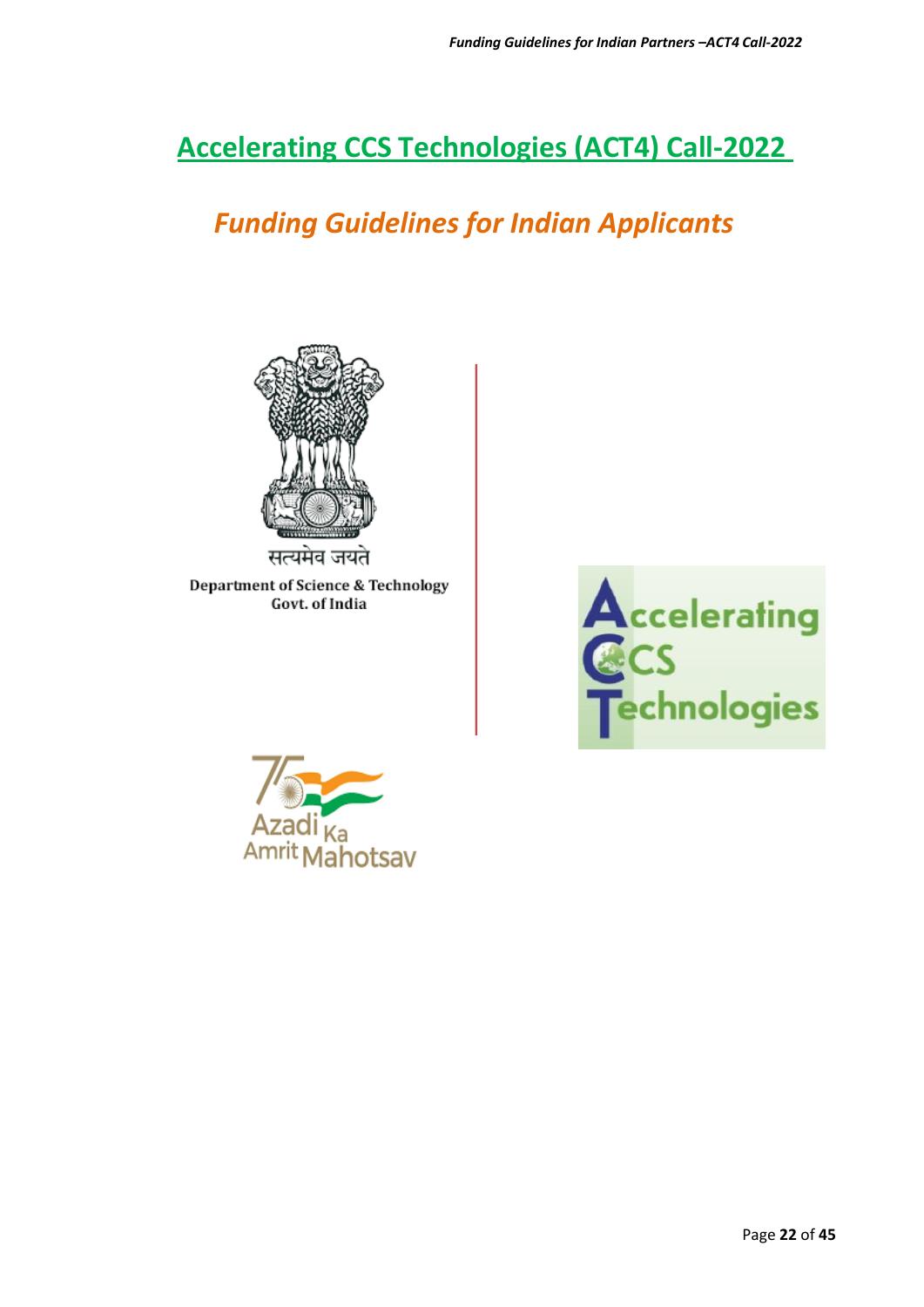# Accelerating CCS Technologies (ACT4) Call-2022

## *Funding Guidelines for Indian Applicants*

सत्यमेव जयते

Department of Science & Technology
Govt. of India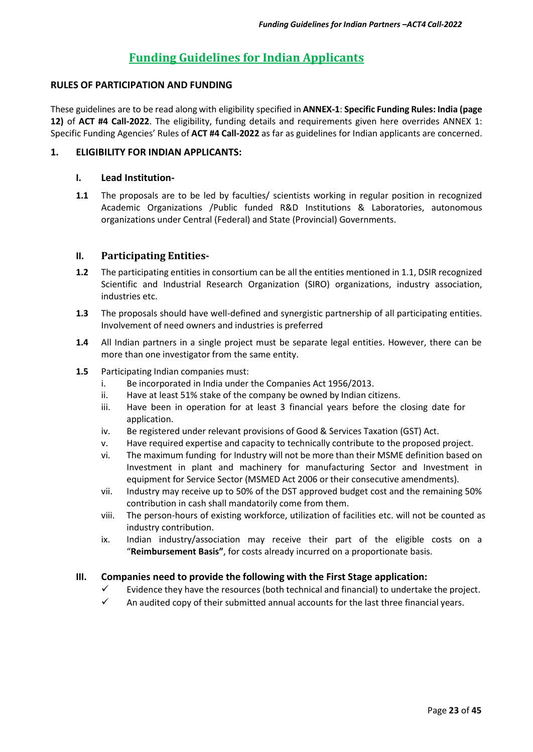# Funding Guidelines for Indian Applicants

**RULES OF PARTICIPATION AND FUNDING**

These guidelines are to be read along with eligibility specified in **ANNEX-1**: **Specific Funding Rules: India (page 12)** of **ACT #4 Call-2022**. The eligibility, funding details and requirements given here overrides ANNEX 1: Specific Funding Agencies' Rules of **ACT #4 Call-2022** as far as guidelines for Indian applicants are concerned.

## 1. ELIGIBILITY FOR INDIAN APPLICANTS:

### I. Lead Institution-

**1.1** The proposals are to be led by faculties/ scientists working in regular position in recognized Academic Organizations /Public funded R&D Institutions & Laboratories, autonomous organizations under Central (Federal) and State (Provincial) Governments.

### II. Participating Entities-

**1.2** The participating entities in consortium can be all the entities mentioned in 1.1, DSIR recognized Scientific and Industrial Research Organization (SIRO) organizations, industry association, industries etc.

**1.3** The proposals should have well-defined and synergistic partnership of all participating entities. Involvement of need owners and industries is preferred

**1.4** All Indian partners in a single project must be separate legal entities. However, there can be more than one investigator from the same entity.

**1.5** Participating Indian companies must:

i. Be incorporated in India under the Companies Act 1956/2013.
ii. Have at least 51% stake of the company be owned by Indian citizens.
iii. Have been in operation for at least 3 financial years before the closing date for application.
iv. Be registered under relevant provisions of Good & Services Taxation (GST) Act.
v. Have required expertise and capacity to technically contribute to the proposed project.
vi. The maximum funding for Industry will not be more than their MSME definition based on Investment in plant and machinery for manufacturing Sector and Investment in equipment for Service Sector (MSMED Act 2006 or their consecutive amendments).
vii. Industry may receive up to 50% of the DST approved budget cost and the remaining 50% contribution in cash shall mandatorily come from them.
viii. The person-hours of existing workforce, utilization of facilities etc. will not be counted as industry contribution.
ix. Indian industry/association may receive their part of the eligible costs on a "**Reimbursement Basis"**, for costs already incurred on a proportionate basis.

### III. Companies need to provide the following with the First Stage application:

- ✓ Evidence they have the resources (both technical and financial) to undertake the project.
- ✓ An audited copy of their submitted annual accounts for the last three financial years.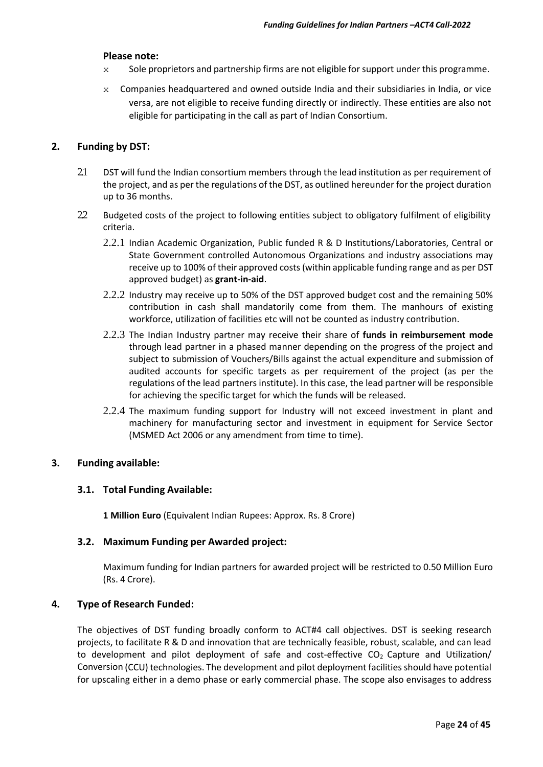**Please note:**

- Sole proprietors and partnership firms are not eligible for support under this programme.
- Companies headquartered and owned outside India and their subsidiaries in India, or vice versa, are not eligible to receive funding directly or indirectly. These entities are also not eligible for participating in the call as part of Indian Consortium.

## 2. Funding by DST:

2.1 DST will fund the Indian consortium members through the lead institution as per requirement of the project, and as per the regulations of the DST, as outlined hereunder for the project duration up to 36 months.

2.2 Budgeted costs of the project to following entities subject to obligatory fulfilment of eligibility criteria.

2.2.1 Indian Academic Organization, Public funded R & D Institutions/Laboratories, Central or State Government controlled Autonomous Organizations and industry associations may receive up to 100% of their approved costs (within applicable funding range and as per DST approved budget) as **grant-in-aid**.

2.2.2 Industry may receive up to 50% of the DST approved budget cost and the remaining 50% contribution in cash shall mandatorily come from them. The manhours of existing workforce, utilization of facilities etc will not be counted as industry contribution.

2.2.3 The Indian Industry partner may receive their share of **funds in reimbursement mode** through lead partner in a phased manner depending on the progress of the project and subject to submission of Vouchers/Bills against the actual expenditure and submission of audited accounts for specific targets as per requirement of the project (as per the regulations of the lead partners institute). In this case, the lead partner will be responsible for achieving the specific target for which the funds will be released.

2.2.4 The maximum funding support for Industry will not exceed investment in plant and machinery for manufacturing sector and investment in equipment for Service Sector (MSMED Act 2006 or any amendment from time to time).

## 3. Funding available:

### 3.1. Total Funding Available:

**1 Million Euro** (Equivalent Indian Rupees: Approx. Rs. 8 Crore)

### 3.2. Maximum Funding per Awarded project:

Maximum funding for Indian partners for awarded project will be restricted to 0.50 Million Euro (Rs. 4 Crore).

## 4. Type of Research Funded:

The objectives of DST funding broadly conform to ACT#4 call objectives. DST is seeking research projects, to facilitate R & D and innovation that are technically feasible, robust, scalable, and can lead to development and pilot deployment of safe and cost-effective $CO_2$ Capture and Utilization/ Conversion (CCU) technologies. The development and pilot deployment facilities should have potential for upscaling either in a demo phase or early commercial phase. The scope also envisages to address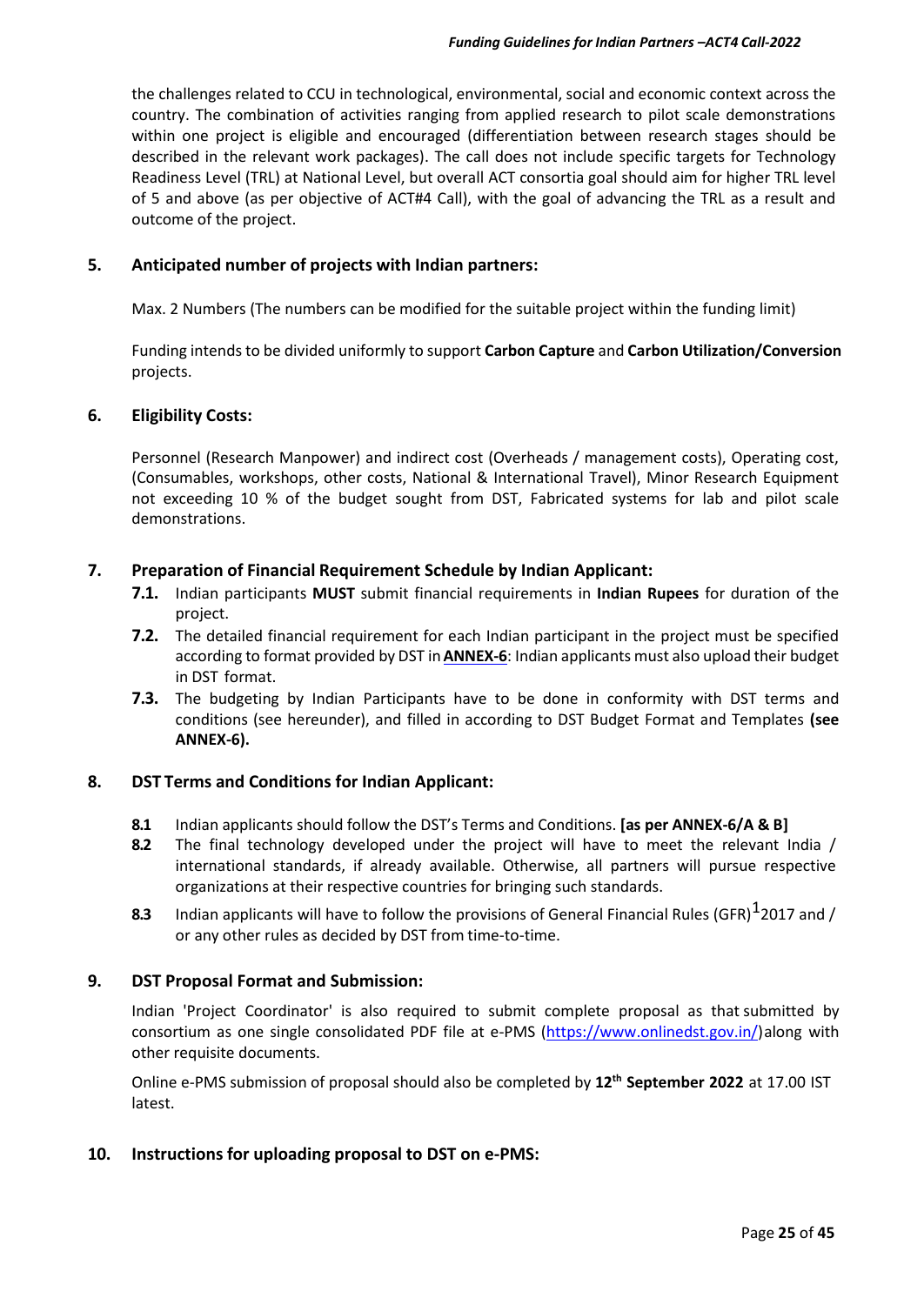the challenges related to CCU in technological, environmental, social and economic context across the country. The combination of activities ranging from applied research to pilot scale demonstrations within one project is eligible and encouraged (differentiation between research stages should be described in the relevant work packages). The call does not include specific targets for Technology Readiness Level (TRL) at National Level, but overall ACT consortia goal should aim for higher TRL level of 5 and above (as per objective of ACT#4 Call), with the goal of advancing the TRL as a result and outcome of the project.

## 5. Anticipated number of projects with Indian partners:

Max. 2 Numbers (The numbers can be modified for the suitable project within the funding limit)

Funding intends to be divided uniformly to support **Carbon Capture** and **Carbon Utilization/Conversion** projects.

## 6. Eligibility Costs:

Personnel (Research Manpower) and indirect cost (Overheads / management costs), Operating cost, (Consumables, workshops, other costs, National & International Travel), Minor Research Equipment not exceeding 10 % of the budget sought from DST, Fabricated systems for lab and pilot scale demonstrations.

## 7. Preparation of Financial Requirement Schedule by Indian Applicant:

**7.1.** Indian participants **MUST** submit financial requirements in **Indian Rupees** for duration of the project.

**7.2.** The detailed financial requirement for each Indian participant in the project must be specified according to format provided by DST in **ANNEX-6**: Indian applicants must also upload their budget in DST format.

**7.3.** The budgeting by Indian Participants have to be done in conformity with DST terms and conditions (see hereunder), and filled in according to DST Budget Format and Templates **(see ANNEX-6).**

## 8. DST Terms and Conditions for Indian Applicant:

**8.1** Indian applicants should follow the DST's Terms and Conditions. **[as per ANNEX-6/A & B]**

**8.2** The final technology developed under the project will have to meet the relevant India / international standards, if already available. Otherwise, all partners will pursue respective organizations at their respective countries for bringing such standards.

**8.3** Indian applicants will have to follow the provisions of General Financial Rules (GFR)[1] 2017 and / or any other rules as decided by DST from time-to-time.

## 9. DST Proposal Format and Submission:

Indian 'Project Coordinator' is also required to submit complete proposal as that submitted by consortium as one single consolidated PDF file at e-PMS (https://www.onlinedst.gov.in/) along with other requisite documents.

Online e-PMS submission of proposal should also be completed by **12th September 2022** at 17.00 IST latest.

## 10. Instructions for uploading proposal to DST on e-PMS: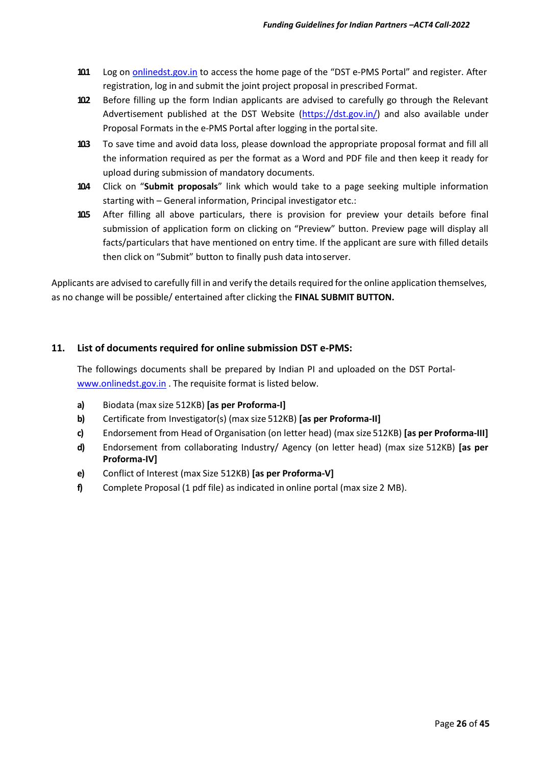10.1 Log on onlinedst.gov.in to access the home page of the "DST e-PMS Portal" and register. After registration, log in and submit the joint project proposal in prescribed Format.

10.2 Before filling up the form Indian applicants are advised to carefully go through the Relevant Advertisement published at the DST Website (https://dst.gov.in/) and also available under Proposal Formats in the e-PMS Portal after logging in the portal site.

10.3 To save time and avoid data loss, please download the appropriate proposal format and fill all the information required as per the format as a Word and PDF file and then keep it ready for upload during submission of mandatory documents.

10.4 Click on "**Submit proposals**" link which would take to a page seeking multiple information starting with – General information, Principal investigator etc.:

10.5 After filling all above particulars, there is provision for preview your details before final submission of application form on clicking on "Preview" button. Preview page will display all facts/particulars that have mentioned on entry time. If the applicant are sure with filled details then click on "Submit" button to finally push data into server.

Applicants are advised to carefully fill in and verify the details required for the online application themselves, as no change will be possible/ entertained after clicking the **FINAL SUBMIT BUTTON.**

## 11. List of documents required for online submission DST e-PMS:

The followings documents shall be prepared by Indian PI and uploaded on the DST Portal- www.onlinedst.gov.in . The requisite format is listed below.

a) Biodata (max size 512KB) **[as per Proforma-I]**

b) Certificate from Investigator(s) (max size 512KB) **[as per Proforma-II]**

c) Endorsement from Head of Organisation (on letter head) (max size 512KB) **[as per Proforma-III]**

d) Endorsement from collaborating Industry/ Agency (on letter head) (max size 512KB) **[as per Proforma-IV]**

e) Conflict of Interest (max Size 512KB) **[as per Proforma-V]**

f) Complete Proposal (1 pdf file) as indicated in online portal (max size 2 MB).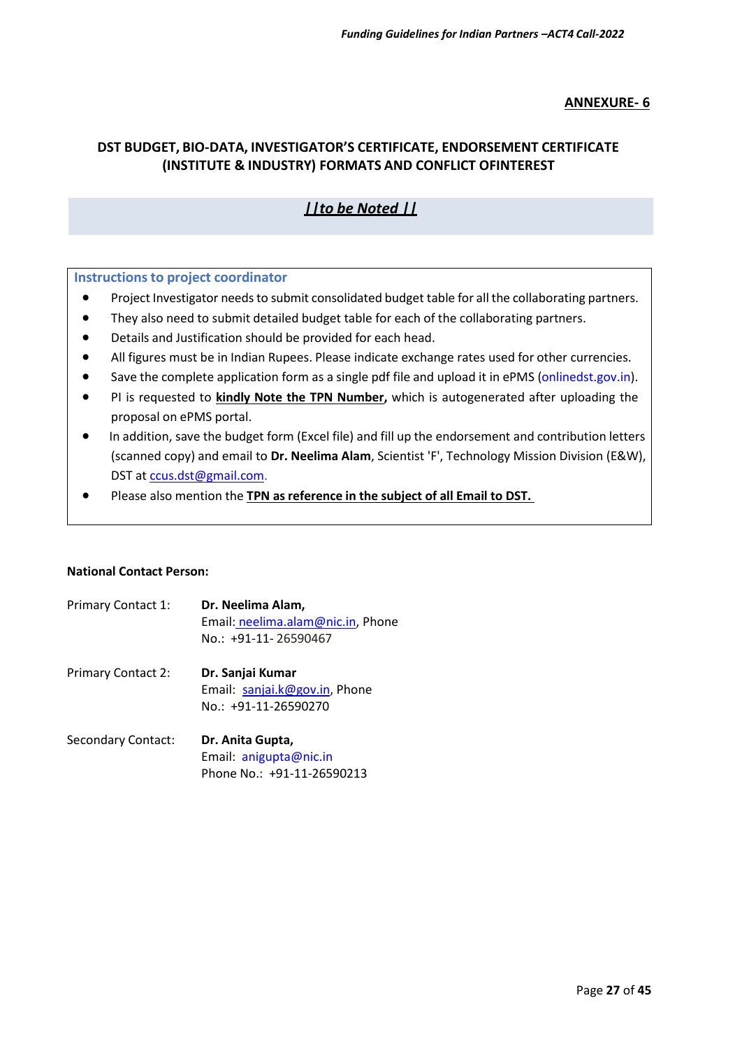**ANNEXURE- 6**

## DST BUDGET, BIO-DATA, INVESTIGATOR'S CERTIFICATE, ENDORSEMENT CERTIFICATE (INSTITUTE & INDUSTRY) FORMATS AND CONFLICT OFINTEREST

***||to be Noted ||***

### Instructions to project coordinator

- Project Investigator needs to submit consolidated budget table for all the collaborating partners.
- They also need to submit detailed budget table for each of the collaborating partners.
- Details and Justification should be provided for each head.
- All figures must be in Indian Rupees. Please indicate exchange rates used for other currencies.
- Save the complete application form as a single pdf file and upload it in ePMS (onlinedst.gov.in).
- PI is requested to **kindly Note the TPN Number,** which is autogenerated after uploading the proposal on ePMS portal.
- In addition, save the budget form (Excel file) and fill up the endorsement and contribution letters (scanned copy) and email to **Dr. Neelima Alam**, Scientist 'F', Technology Mission Division (E&W), DST at ccus.dst@gmail.com.
- Please also mention the **TPN as reference in the subject of all Email to DST.**

**National Contact Person:**

Primary Contact 1: **Dr. Neelima Alam,**
Email: neelima.alam@nic.in, Phone No.: +91-11- 26590467

Primary Contact 2: **Dr. Sanjai Kumar**
Email: sanjai.k@gov.in, Phone No.: +91-11-26590270

Secondary Contact: **Dr. Anita Gupta,**
Email: anigupta@nic.in
Phone No.: +91-11-26590213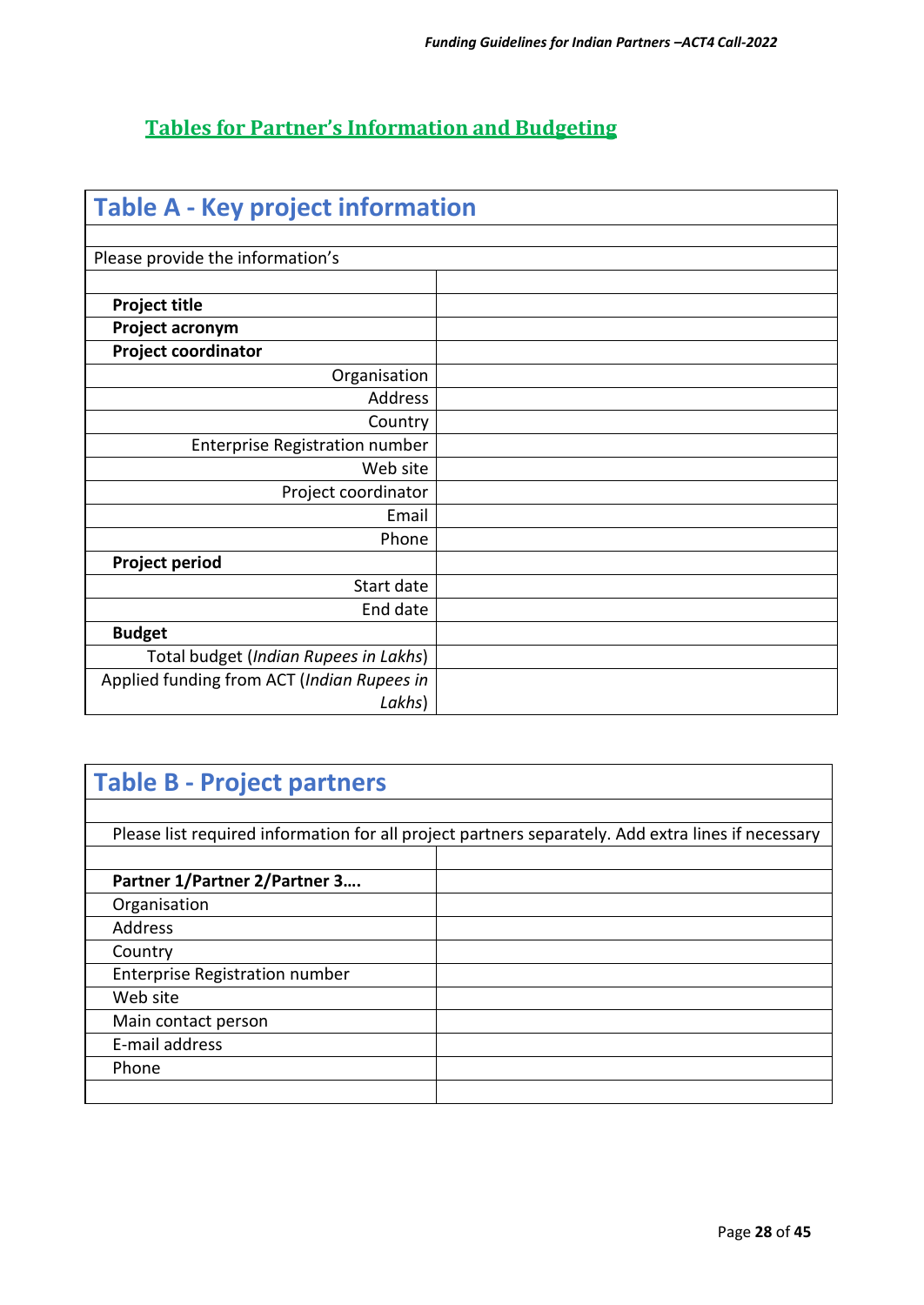## Tables for Partner's Information and Budgeting

| Table A - Key project information | |
|---|---|
| | |
| Please provide the information's | |
| | |
| **Project title** | |
| **Project acronym** | |
| **Project coordinator** | |
| Organisation | |
| Address | |
| Country | |
| Enterprise Registration number | |
| Web site | |
| Project coordinator | |
| Email | |
| Phone | |
| **Project period** | |
| Start date | |
| End date | |
| **Budget** | |
| Total budget (*Indian Rupees in Lakhs*) | |
| Applied funding from ACT (*Indian Rupees in Lakhs*) | |

| Table B - Project partners | |
|---|---|
| | |
| Please list required information for all project partners separately. Add extra lines if necessary | |
| | |
| **Partner 1/Partner 2/Partner 3….** | |
| Organisation | |
| Address | |
| Country | |
| Enterprise Registration number | |
| Web site | |
| Main contact person | |
| E-mail address | |
| Phone | |
| | |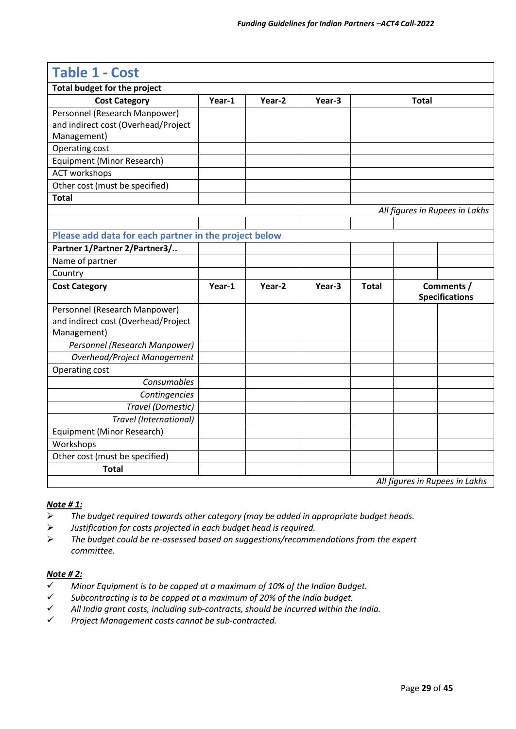## Table 1 - Cost

**Total budget for the project**

| Cost Category | Year-1 | Year-2 | Year-3 | Total |
|---|---|---|---|---|
| Personnel (Research Manpower) and indirect cost (Overhead/Project Management) | | | | |
| Operating cost | | | | |
| Equipment (Minor Research) | | | | |
| ACT workshops | | | | |
| Other cost (must be specified) | | | | |
| **Total** | | | | |

*All figures in Rupees in Lakhs*

**Please add data for each partner in the project below**

| **Partner 1/Partner 2/Partner3/..** | | | | | |
|---|---|---|---|---|---|
| Name of partner | | | | | |
| Country | | | | | |
| **Cost Category** | **Year-1** | **Year-2** | **Year-3** | **Total** | **Comments / Specifications** |
| Personnel (Research Manpower) and indirect cost (Overhead/Project Management) | | | | | |
| *Personnel (Research Manpower)* | | | | | |
| *Overhead/Project Management* | | | | | |
| Operating cost | | | | | |
| *Consumables* | | | | | |
| *Contingencies* | | | | | |
| *Travel (Domestic)* | | | | | |
| *Travel (International)* | | | | | |
| Equipment (Minor Research) | | | | | |
| Workshops | | | | | |
| Other cost (must be specified) | | | | | |
| **Total** | | | | | |

*All figures in Rupees in Lakhs*

***Note # 1:***

- *The budget required towards other category (may be added in appropriate budget heads.*
- *Justification for costs projected in each budget head is required.*
- *The budget could be re-assessed based on suggestions/recommendations from the expert committee.*

***Note # 2:***

- ✓ *Minor Equipment is to be capped at a maximum of 10% of the Indian Budget.*
- ✓ *Subcontracting is to be capped at a maximum of 20% of the India budget.*
- ✓ *All India grant costs, including sub-contracts, should be incurred within the India.*
- ✓ *Project Management costs cannot be sub-contracted.*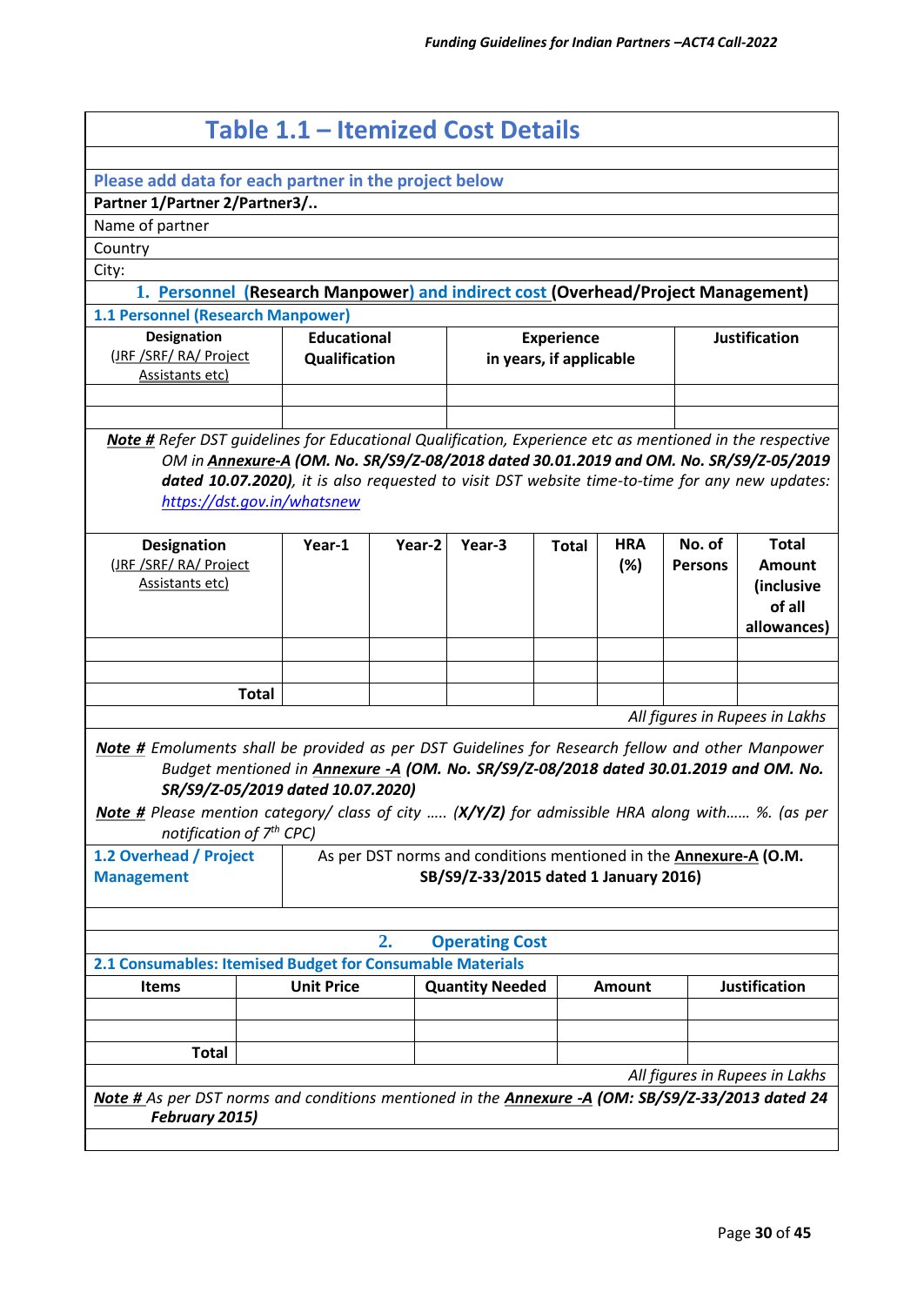## Table 1.1 – Itemized Cost Details

**Please add data for each partner in the project below**

**Partner 1/Partner 2/Partner3/..**

Name of partner

Country

City:

### 1. Personnel (Research Manpower) and indirect cost (Overhead/Project Management)

**1.1 Personnel (Research Manpower)**

| Designation (JRF /SRF/ RA/ Project Assistants etc) | Educational Qualification | Experience in years, if applicable | Justification |
|---|---|---|---|
| | | | |
| | | | |

***Note #*** *Refer DST guidelines for Educational Qualification, Experience etc as mentioned in the respective OM in* ***Annexure-A (OM. No. SR/S9/Z-08/2018 dated 30.01.2019 and OM. No. SR/S9/Z-05/2019 dated 10.07.2020)****, it is also requested to visit DST website time-to-time for any new updates:* *https://dst.gov.in/whatsnew*

| Designation (JRF /SRF/ RA/ Project Assistants etc) | Year-1 | Year-2 | Year-3 | Total | HRA (%) | No. of Persons | Total Amount (inclusive of all allowances) |
|---|---|---|---|---|---|---|---|
| | | | | | | | |
| | | | | | | | |
| **Total** | | | | | | | |

*All figures in Rupees in Lakhs*

***Note #*** *Emoluments shall be provided as per DST Guidelines for Research fellow and other Manpower Budget mentioned in* ***Annexure -A (OM. No. SR/S9/Z-08/2018 dated 30.01.2019 and OM. No. SR/S9/Z-05/2019 dated 10.07.2020)***

***Note #*** *Please mention category/ class of city ….. **(X/Y/Z)** for admissible HRA along with…… %. (as per notification of 7th CPC)*

| **1.2 Overhead / Project Management** | As per DST norms and conditions mentioned in the **Annexure-A (O.M. SB/S9/Z-33/2015 dated 1 January 2016)** |
|---|---|

### 2. Operating Cost

**2.1 Consumables: Itemised Budget for Consumable Materials**

| Items | Unit Price | Quantity Needed | Amount | Justification |
|---|---|---|---|---|
| | | | | |
| | | | | |
| **Total** | | | | |

*All figures in Rupees in Lakhs*

***Note #*** *As per DST norms and conditions mentioned in the* ***Annexure -A (OM: SB/S9/Z-33/2013 dated 24 February 2015)***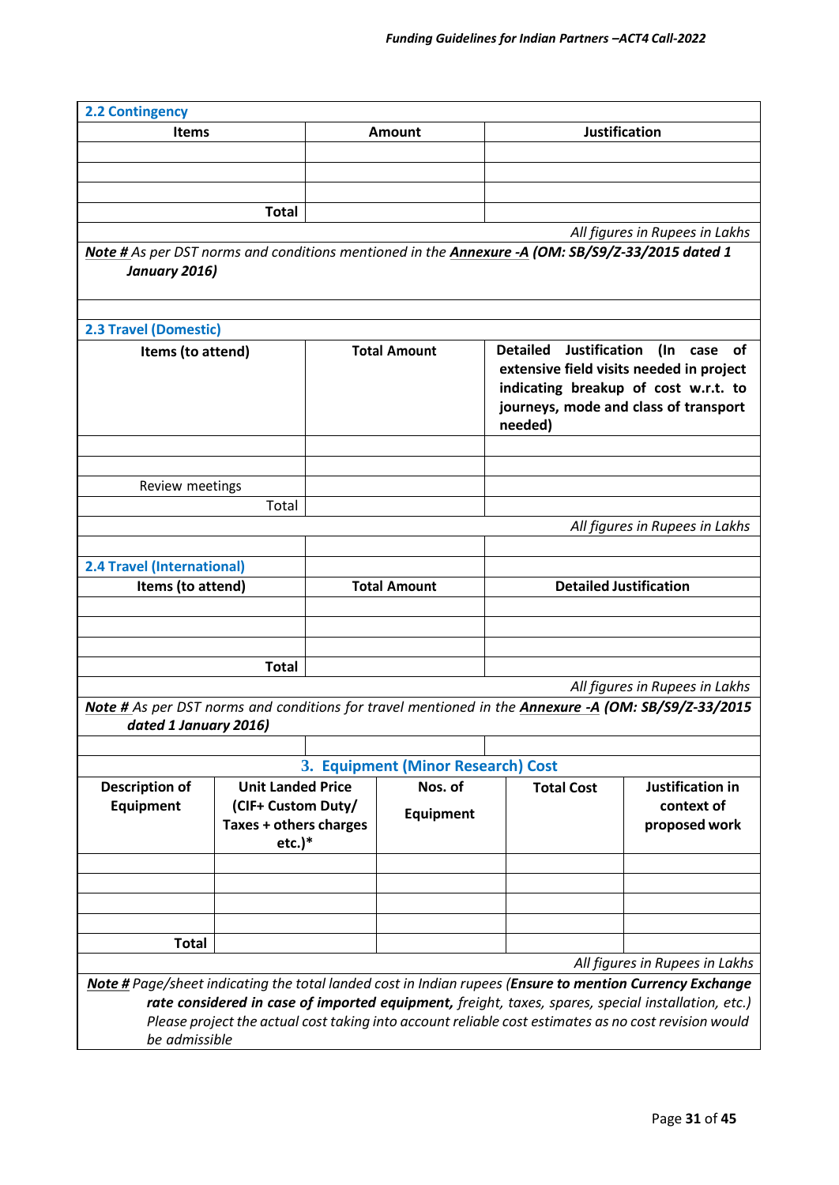### 2.2 Contingency

| Items | Amount | Justification |
|---|---|---|
| | | |
| | | |
| | | |
| **Total** | | |

*All figures in Rupees in Lakhs*

***Note #*** *As per DST norms and conditions mentioned in the* ***Annexure -A (OM: SB/S9/Z-33/2015 dated 1 January 2016)***

### 2.3 Travel (Domestic)

| Items (to attend) | Total Amount | Detailed Justification (In case of extensive field visits needed in project indicating breakup of cost w.r.t. to journeys, mode and class of transport needed) |
|---|---|---|
| | | |
| | | |
| Review meetings | | |
| Total | | |

*All figures in Rupees in Lakhs*

### 2.4 Travel (International)

| Items (to attend) | Total Amount | Detailed Justification |
|---|---|---|
| | | |
| | | |
| | | |
| **Total** | | |

*All figures in Rupees in Lakhs*

***Note #*** *As per DST norms and conditions for travel mentioned in the* ***Annexure -A (OM: SB/S9/Z-33/2015 dated 1 January 2016)***

### 3. Equipment (Minor Research) Cost

| Description of Equipment | Unit Landed Price (CIF+ Custom Duty/ Taxes + others charges etc.)* | Nos. of Equipment | Total Cost | Justification in context of proposed work |
|---|---|---|---|---|
| | | | | |
| | | | | |
| | | | | |
| | | | | |
| **Total** | | | | |

*All figures in Rupees in Lakhs*

***Note #*** *Page/sheet indicating the total landed cost in Indian rupees (**Ensure to mention Currency Exchange rate considered in case of imported equipment,** freight, taxes, spares, special installation, etc.) Please project the actual cost taking into account reliable cost estimates as no cost revision would be admissible*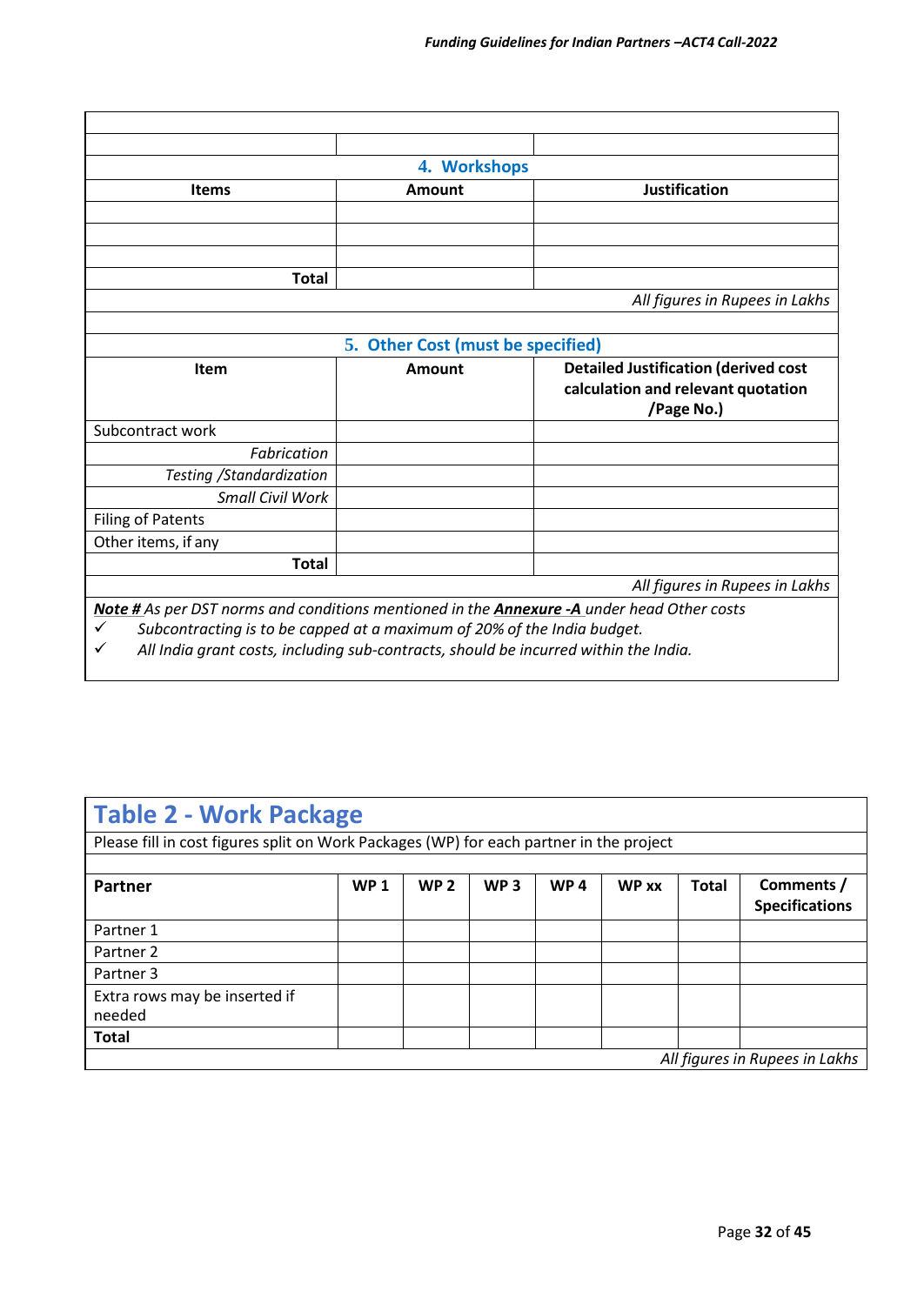### 4. Workshops

| Items | Amount | Justification |
|---|---|---|
| | | |
| | | |
| | | |
| **Total** | | |

*All figures in Rupees in Lakhs*

### 5. Other Cost (must be specified)

| Item | Amount | Detailed Justification (derived cost calculation and relevant quotation /Page No.) |
|---|---|---|
| Subcontract work | | |
| *Fabrication* | | |
| *Testing /Standardization* | | |
| *Small Civil Work* | | |
| Filing of Patents | | |
| Other items, if any | | |
| **Total** | | |

*All figures in Rupees in Lakhs*

***Note #*** *As per DST norms and conditions mentioned in the* ***Annexure -A*** *under head Other costs*

- ✓ *Subcontracting is to be capped at a maximum of 20% of the India budget.*
- ✓ *All India grant costs, including sub-contracts, should be incurred within the India.*

## Table 2 - Work Package

Please fill in cost figures split on Work Packages (WP) for each partner in the project

| Partner | WP 1 | WP 2 | WP 3 | WP 4 | WP xx | Total | Comments / Specifications |
|---|---|---|---|---|---|---|---|
| Partner 1 | | | | | | | |
| Partner 2 | | | | | | | |
| Partner 3 | | | | | | | |
| Extra rows may be inserted if needed | | | | | | | |
| **Total** | | | | | | | |

*All figures in Rupees in Lakhs*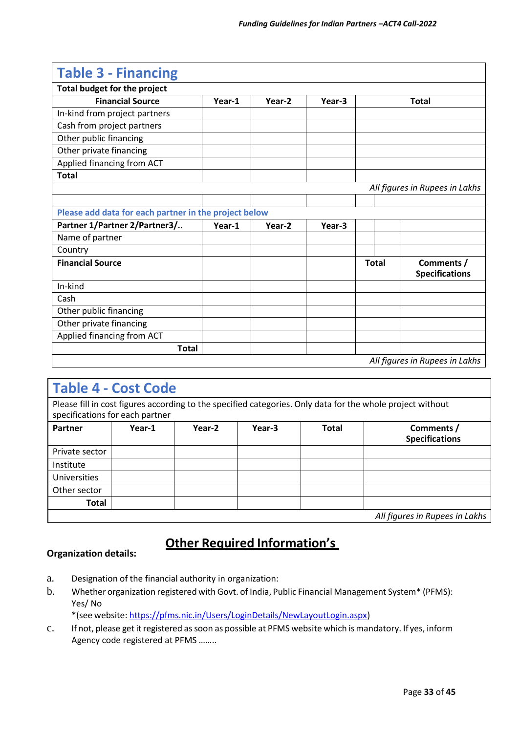## Table 3 - Financing

| Total budget for the project | | | | |
|---|---|---|---|---|
| **Financial Source** | **Year-1** | **Year-2** | **Year-3** | **Total** |
| In-kind from project partners | | | | |
| Cash from project partners | | | | |
| Other public financing | | | | |
| Other private financing | | | | |
| Applied financing from ACT | | | | |
| **Total** | | | | |

*All figures in Rupees in Lakhs*

**Please add data for each partner in the project below**

| **Partner 1/Partner 2/Partner3/..** | **Year-1** | **Year-2** | **Year-3** | | |
|---|---|---|---|---|---|
| Name of partner | | | | | |
| Country | | | | | |
| **Financial Source** | | | | **Total** | **Comments / Specifications** |
| In-kind | | | | | |
| Cash | | | | | |
| Other public financing | | | | | |
| Other private financing | | | | | |
| Applied financing from ACT | | | | | |
| **Total** | | | | | |

*All figures in Rupees in Lakhs*

## Table 4 - Cost Code

Please fill in cost figures according to the specified categories. Only data for the whole project without specifications for each partner

| **Partner** | **Year-1** | **Year-2** | **Year-3** | **Total** | **Comments / Specifications** |
|---|---|---|---|---|---|
| Private sector | | | | | |
| Institute | | | | | |
| Universities | | | | | |
| Other sector | | | | | |
| **Total** | | | | | |

*All figures in Rupees in Lakhs*

## Other Required Information's

**Organization details:**

a. Designation of the financial authority in organization:

b. Whether organization registered with Govt. of India, Public Financial Management System* (PFMS): Yes/ No
*(see website: https://pfms.nic.in/Users/LoginDetails/NewLayoutLogin.aspx)

c. If not, please get it registered as soon as possible at PFMS website which is mandatory. If yes, inform Agency code registered at PFMS ……..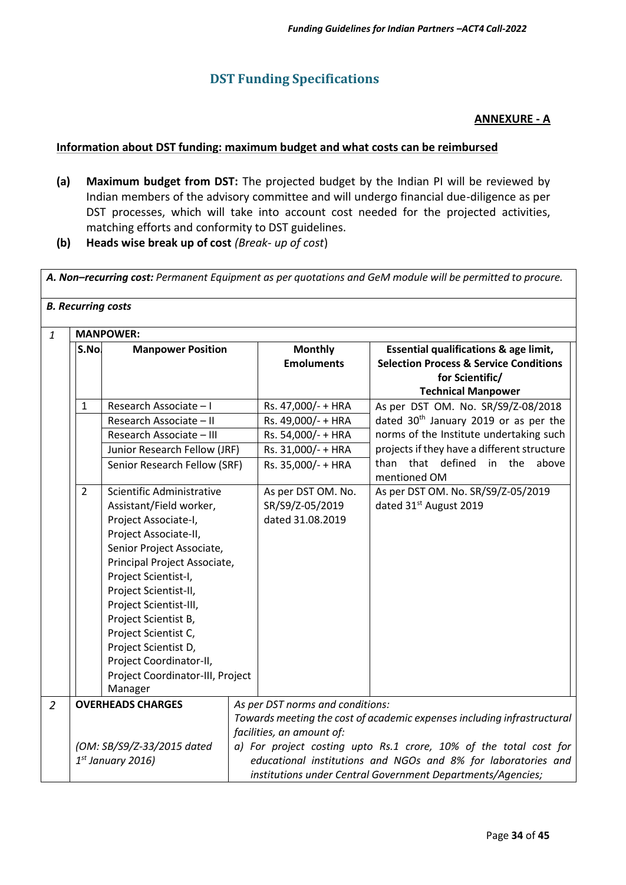## DST Funding Specifications

**ANNEXURE - A**

**Information about DST funding: maximum budget and what costs can be reimbursed**

- **(a) Maximum budget from DST:** The projected budget by the Indian PI will be reviewed by Indian members of the advisory committee and will undergo financial due-diligence as per DST processes, which will take into account cost needed for the projected activities, matching efforts and conformity to DST guidelines.
- **(b) Heads wise break up of cost** *(Break- up of cost)*

***A. Non–recurring cost:*** *Permanent Equipment as per quotations and GeM module will be permitted to procure.*

***B. Recurring costs***

**1 MANPOWER:**

| S.No. | Manpower Position | Monthly Emoluments | Essential qualifications & age limit, Selection Process & Service Conditions for Scientific/ Technical Manpower |
|---|---|---|---|
| 1 | Research Associate – I | Rs. 47,000/- + HRA | As per DST OM. No. SR/S9/Z-08/2018 dated 30th January 2019 or as per the norms of the Institute undertaking such projects if they have a different structure than that defined in the above mentioned OM |
| | Research Associate – II | Rs. 49,000/- + HRA | |
| | Research Associate – III | Rs. 54,000/- + HRA | |
| | Junior Research Fellow (JRF) | Rs. 31,000/- + HRA | |
| | Senior Research Fellow (SRF) | Rs. 35,000/- + HRA | |
| 2 | Scientific Administrative Assistant/Field worker, Project Associate-I, Project Associate-II, Senior Project Associate, Principal Project Associate, Project Scientist-I, Project Scientist-II, Project Scientist-III, Project Scientist B, Project Scientist C, Project Scientist D, Project Coordinator-II, Project Coordinator-III, Project Manager | As per DST OM. No. SR/S9/Z-05/2019 dated 31.08.2019 | As per DST OM. No. SR/S9/Z-05/2019 dated 31st August 2019 |

| 2 | **OVERHEADS CHARGES** *(OM: SB/S9/Z-33/2015 dated 1st January 2016)* | *As per DST norms and conditions: Towards meeting the cost of academic expenses including infrastructural facilities, an amount of: a) For project costing upto Rs.1 crore, 10% of the total cost for educational institutions and NGOs and 8% for laboratories and institutions under Central Government Departments/Agencies;* |
|---|---|---|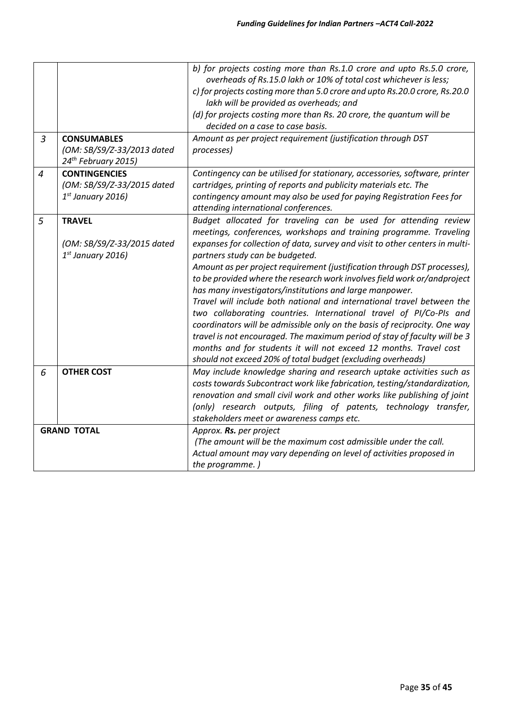| | | |
|---|---|---|
| | | *b) for projects costing more than Rs.1.0 crore and upto Rs.5.0 crore, overheads of Rs.15.0 lakh or 10% of total cost whichever is less;*<br>*c) for projects costing more than 5.0 crore and upto Rs.20.0 crore, Rs.20.0 lakh will be provided as overheads; and*<br>*(d) for projects costing more than Rs. 20 crore, the quantum will be decided on a case to case basis.* |
| *3* | **CONSUMABLES**<br>*(OM: SB/S9/Z-33/2013 dated 24th February 2015)* | *Amount as per project requirement (justification through DST processes)* |
| *4* | **CONTINGENCIES**<br>*(OM: SB/S9/Z-33/2015 dated 1st January 2016)* | *Contingency can be utilised for stationary, accessories, software, printer cartridges, printing of reports and publicity materials etc. The contingency amount may also be used for paying Registration Fees for attending international conferences.* |
| *5* | **TRAVEL**<br>*(OM: SB/S9/Z-33/2015 dated 1st January 2016)* | *Budget allocated for traveling can be used for attending review meetings, conferences, workshops and training programme. Traveling expanses for collection of data, survey and visit to other centers in multi-partners study can be budgeted.*<br>*Amount as per project requirement (justification through DST processes), to be provided where the research work involves field work or/andproject has many investigators/institutions and large manpower.*<br>*Travel will include both national and international travel between the two collaborating countries. International travel of PI/Co-PIs and coordinators will be admissible only on the basis of reciprocity. One way travel is not encouraged. The maximum period of stay of faculty will be 3 months and for students it will not exceed 12 months. Travel cost should not exceed 20% of total budget (excluding overheads)* |
| *6* | **OTHER COST** | *May include knowledge sharing and research uptake activities such as costs towards Subcontract work like fabrication, testing/standardization, renovation and small civil work and other works like publishing of joint (only) research outputs, filing of patents, technology transfer, stakeholders meet or awareness camps etc.* |
| **GRAND TOTAL** | | *Approx.* ***Rs.*** *per project*<br>*(The amount will be the maximum cost admissible under the call. Actual amount may vary depending on level of activities proposed in the programme. )* |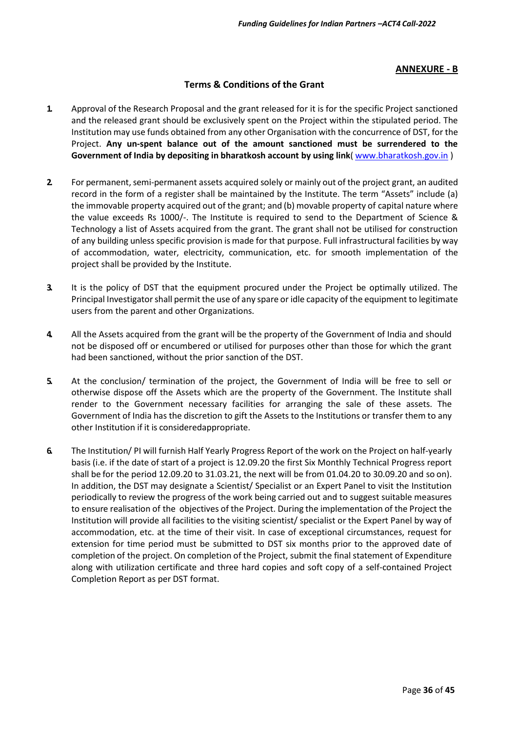**ANNEXURE - B**

## Terms & Conditions of the Grant

1. Approval of the Research Proposal and the grant released for it is for the specific Project sanctioned and the released grant should be exclusively spent on the Project within the stipulated period. The Institution may use funds obtained from any other Organisation with the concurrence of DST, for the Project. **Any un-spent balance out of the amount sanctioned must be surrendered to the Government of India by depositing in bharatkosh account by using link**( www.bharatkosh.gov.in )

2. For permanent, semi-permanent assets acquired solely or mainly out of the project grant, an audited record in the form of a register shall be maintained by the Institute. The term "Assets" include (a) the immovable property acquired out of the grant; and (b) movable property of capital nature where the value exceeds Rs 1000/-. The Institute is required to send to the Department of Science & Technology a list of Assets acquired from the grant. The grant shall not be utilised for construction of any building unless specific provision is made for that purpose. Full infrastructural facilities by way of accommodation, water, electricity, communication, etc. for smooth implementation of the project shall be provided by the Institute.

3. It is the policy of DST that the equipment procured under the Project be optimally utilized. The Principal Investigator shall permit the use of any spare or idle capacity of the equipment to legitimate users from the parent and other Organizations.

4. All the Assets acquired from the grant will be the property of the Government of India and should not be disposed off or encumbered or utilised for purposes other than those for which the grant had been sanctioned, without the prior sanction of the DST.

5. At the conclusion/ termination of the project, the Government of India will be free to sell or otherwise dispose off the Assets which are the property of the Government. The Institute shall render to the Government necessary facilities for arranging the sale of these assets. The Government of India has the discretion to gift the Assets to the Institutions or transfer them to any other Institution if it is consideredappropriate.

6. The Institution/ PI will furnish Half Yearly Progress Report of the work on the Project on half-yearly basis (i.e. if the date of start of a project is 12.09.20 the first Six Monthly Technical Progress report shall be for the period 12.09.20 to 31.03.21, the next will be from 01.04.20 to 30.09.20 and so on). In addition, the DST may designate a Scientist/ Specialist or an Expert Panel to visit the Institution periodically to review the progress of the work being carried out and to suggest suitable measures to ensure realisation of the objectives of the Project. During the implementation of the Project the Institution will provide all facilities to the visiting scientist/ specialist or the Expert Panel by way of accommodation, etc. at the time of their visit. In case of exceptional circumstances, request for extension for time period must be submitted to DST six months prior to the approved date of completion of the project. On completion of the Project, submit the final statement of Expenditure along with utilization certificate and three hard copies and soft copy of a self-contained Project Completion Report as per DST format.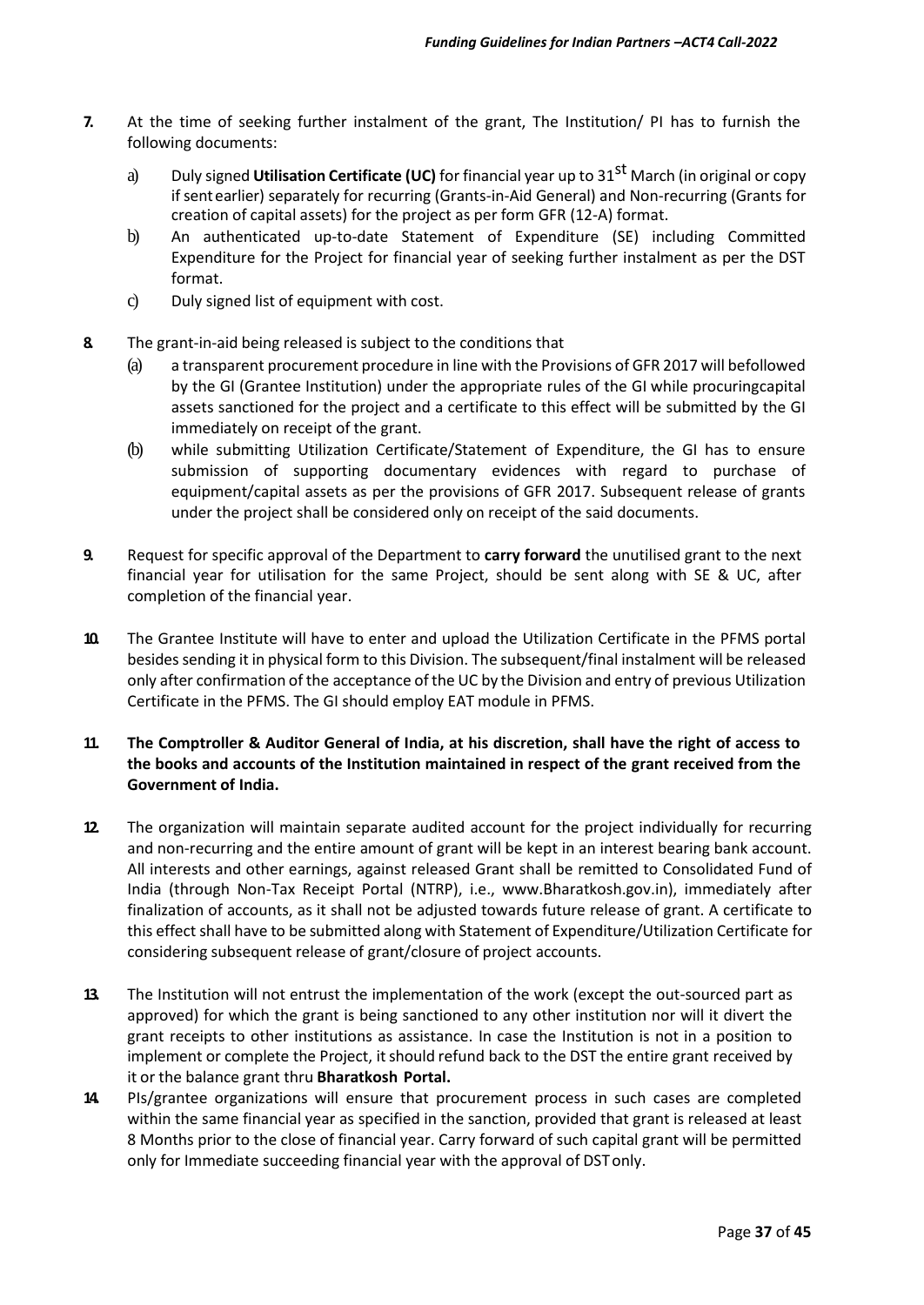7. At the time of seeking further instalment of the grant, The Institution/ PI has to furnish the following documents:

   a) Duly signed **Utilisation Certificate (UC)** for financial year up to 31st March (in original or copy if sent earlier) separately for recurring (Grants-in-Aid General) and Non-recurring (Grants for creation of capital assets) for the project as per form GFR (12-A) format.

   b) An authenticated up-to-date Statement of Expenditure (SE) including Committed Expenditure for the Project for financial year of seeking further instalment as per the DST format.

   c) Duly signed list of equipment with cost.

8. The grant-in-aid being released is subject to the conditions that

   (a) a transparent procurement procedure in line with the Provisions of GFR 2017 will befollowed by the GI (Grantee Institution) under the appropriate rules of the GI while procuringcapital assets sanctioned for the project and a certificate to this effect will be submitted by the GI immediately on receipt of the grant.

   (b) while submitting Utilization Certificate/Statement of Expenditure, the GI has to ensure submission of supporting documentary evidences with regard to purchase of equipment/capital assets as per the provisions of GFR 2017. Subsequent release of grants under the project shall be considered only on receipt of the said documents.

9. Request for specific approval of the Department to **carry forward** the unutilised grant to the next financial year for utilisation for the same Project, should be sent along with SE & UC, after completion of the financial year.

10. The Grantee Institute will have to enter and upload the Utilization Certificate in the PFMS portal besides sending it in physical form to this Division. The subsequent/final instalment will be released only after confirmation of the acceptance of the UC by the Division and entry of previous Utilization Certificate in the PFMS. The GI should employ EAT module in PFMS.

11. **The Comptroller & Auditor General of India, at his discretion, shall have the right of access to the books and accounts of the Institution maintained in respect of the grant received from the Government of India.**

12. The organization will maintain separate audited account for the project individually for recurring and non-recurring and the entire amount of grant will be kept in an interest bearing bank account. All interests and other earnings, against released Grant shall be remitted to Consolidated Fund of India (through Non-Tax Receipt Portal (NTRP), i.e., www.Bharatkosh.gov.in), immediately after finalization of accounts, as it shall not be adjusted towards future release of grant. A certificate to this effect shall have to be submitted along with Statement of Expenditure/Utilization Certificate for considering subsequent release of grant/closure of project accounts.

13. The Institution will not entrust the implementation of the work (except the out-sourced part as approved) for which the grant is being sanctioned to any other institution nor will it divert the grant receipts to other institutions as assistance. In case the Institution is not in a position to implement or complete the Project, it should refund back to the DST the entire grant received by it or the balance grant thru **Bharatkosh Portal.**

14. PIs/grantee organizations will ensure that procurement process in such cases are completed within the same financial year as specified in the sanction, provided that grant is released at least 8 Months prior to the close of financial year. Carry forward of such capital grant will be permitted only for Immediate succeeding financial year with the approval of DST only.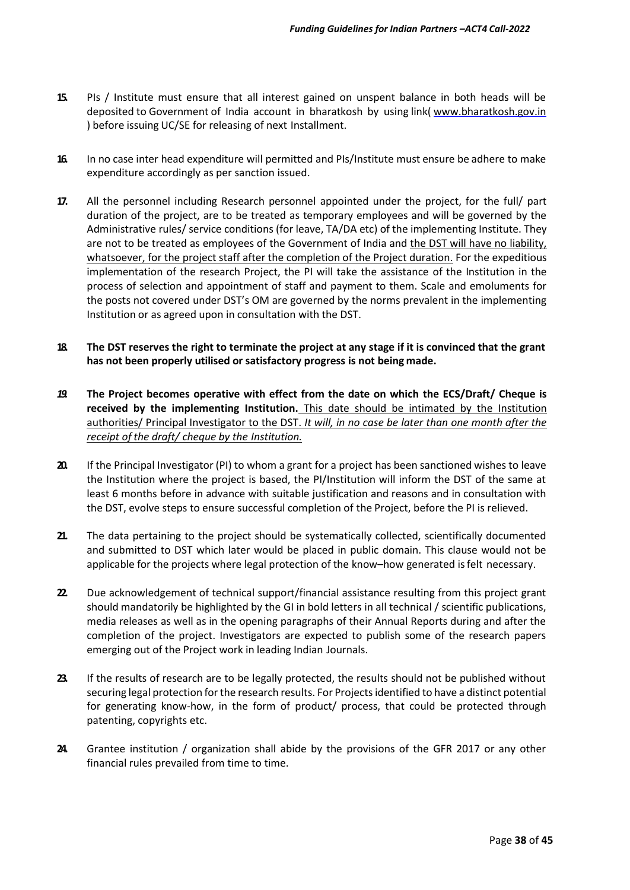15. PIs / Institute must ensure that all interest gained on unspent balance in both heads will be deposited to Government of India account in bharatkosh by using link( www.bharatkosh.gov.in ) before issuing UC/SE for releasing of next Installment.

16. In no case inter head expenditure will permitted and PIs/Institute must ensure be adhere to make expenditure accordingly as per sanction issued.

17. All the personnel including Research personnel appointed under the project, for the full/ part duration of the project, are to be treated as temporary employees and will be governed by the Administrative rules/ service conditions (for leave, TA/DA etc) of the implementing Institute. They are not to be treated as employees of the Government of India and the DST will have no liability, whatsoever, for the project staff after the completion of the Project duration. For the expeditious implementation of the research Project, the PI will take the assistance of the Institution in the process of selection and appointment of staff and payment to them. Scale and emoluments for the posts not covered under DST's OM are governed by the norms prevalent in the implementing Institution or as agreed upon in consultation with the DST.

18. **The DST reserves the right to terminate the project at any stage if it is convinced that the grant has not been properly utilised or satisfactory progress is not being made.**

19. **The Project becomes operative with effect from the date on which the ECS/Draft/ Cheque is received by the implementing Institution.** This date should be intimated by the Institution authorities/ Principal Investigator to the DST. *It will, in no case be later than one month after the receipt of the draft/ cheque by the Institution.*

20. If the Principal Investigator (PI) to whom a grant for a project has been sanctioned wishes to leave the Institution where the project is based, the PI/Institution will inform the DST of the same at least 6 months before in advance with suitable justification and reasons and in consultation with the DST, evolve steps to ensure successful completion of the Project, before the PI is relieved.

21. The data pertaining to the project should be systematically collected, scientifically documented and submitted to DST which later would be placed in public domain. This clause would not be applicable for the projects where legal protection of the know–how generated is felt necessary.

22. Due acknowledgement of technical support/financial assistance resulting from this project grant should mandatorily be highlighted by the GI in bold letters in all technical / scientific publications, media releases as well as in the opening paragraphs of their Annual Reports during and after the completion of the project. Investigators are expected to publish some of the research papers emerging out of the Project work in leading Indian Journals.

23. If the results of research are to be legally protected, the results should not be published without securing legal protection for the research results. For Projects identified to have a distinct potential for generating know-how, in the form of product/ process, that could be protected through patenting, copyrights etc.

24. Grantee institution / organization shall abide by the provisions of the GFR 2017 or any other financial rules prevailed from time to time.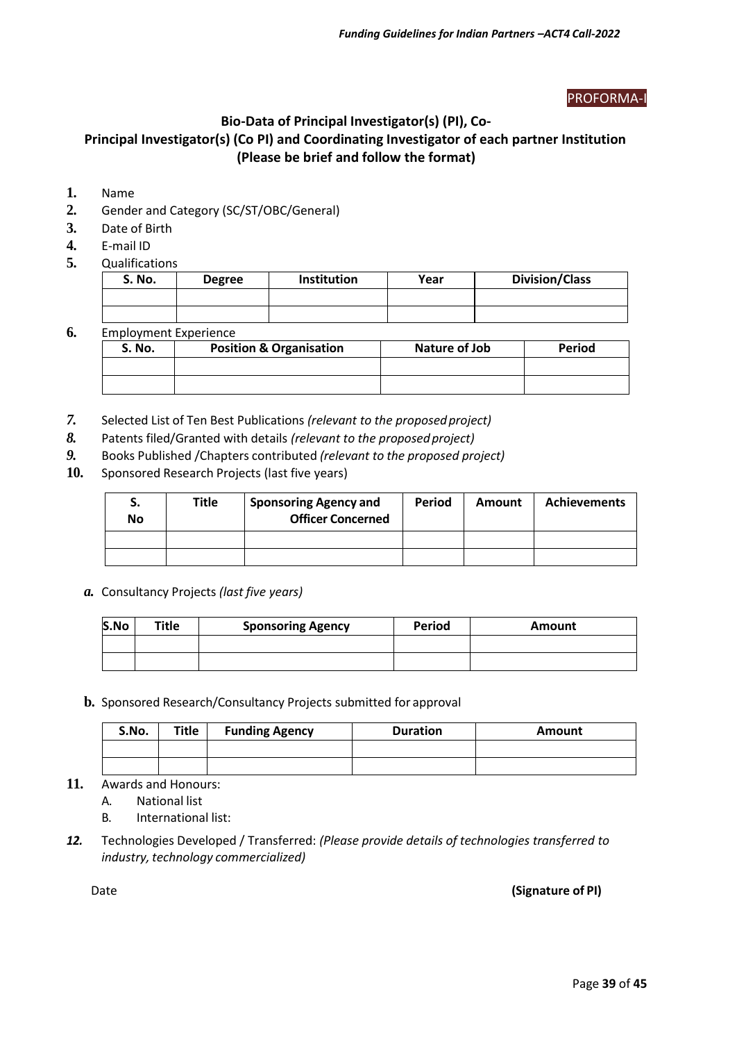PROFORMA-I

## Bio-Data of Principal Investigator(s) (PI), Co-Principal Investigator(s) (Co PI) and Coordinating Investigator of each partner Institution (Please be brief and follow the format)

**1.** Name

**2.** Gender and Category (SC/ST/OBC/General)

**3.** Date of Birth

**4.** E-mail ID

**5.** Qualifications

| S. No. | Degree | Institution | Year | Division/Class |
|---|---|---|---|---|
| | | | | |
| | | | | |

**6.** Employment Experience

| S. No. | Position & Organisation | Nature of Job | Period |
|---|---|---|---|
| | | | |
| | | | |

***7.*** Selected List of Ten Best Publications *(relevant to the proposed project)*

***8.*** Patents filed/Granted with details *(relevant to the proposed project)*

***9.*** Books Published /Chapters contributed *(relevant to the proposed project)*

**10.** Sponsored Research Projects (last five years)

| S. No | Title | Sponsoring Agency and Officer Concerned | Period | Amount | Achievements |
|---|---|---|---|---|---|
| | | | | | |
| | | | | | |

***a.*** Consultancy Projects *(last five years)*

| S.No | Title | Sponsoring Agency | Period | Amount |
|---|---|---|---|---|
| | | | | |
| | | | | |

**b.** Sponsored Research/Consultancy Projects submitted for approval

| S.No. | Title | Funding Agency | Duration | Amount |
|---|---|---|---|---|
| | | | | |
| | | | | |

**11.** Awards and Honours:

A. National list

B. International list:

***12.*** Technologies Developed / Transferred: *(Please provide details of technologies transferred to industry, technology commercialized)*

Date **(Signature of PI)**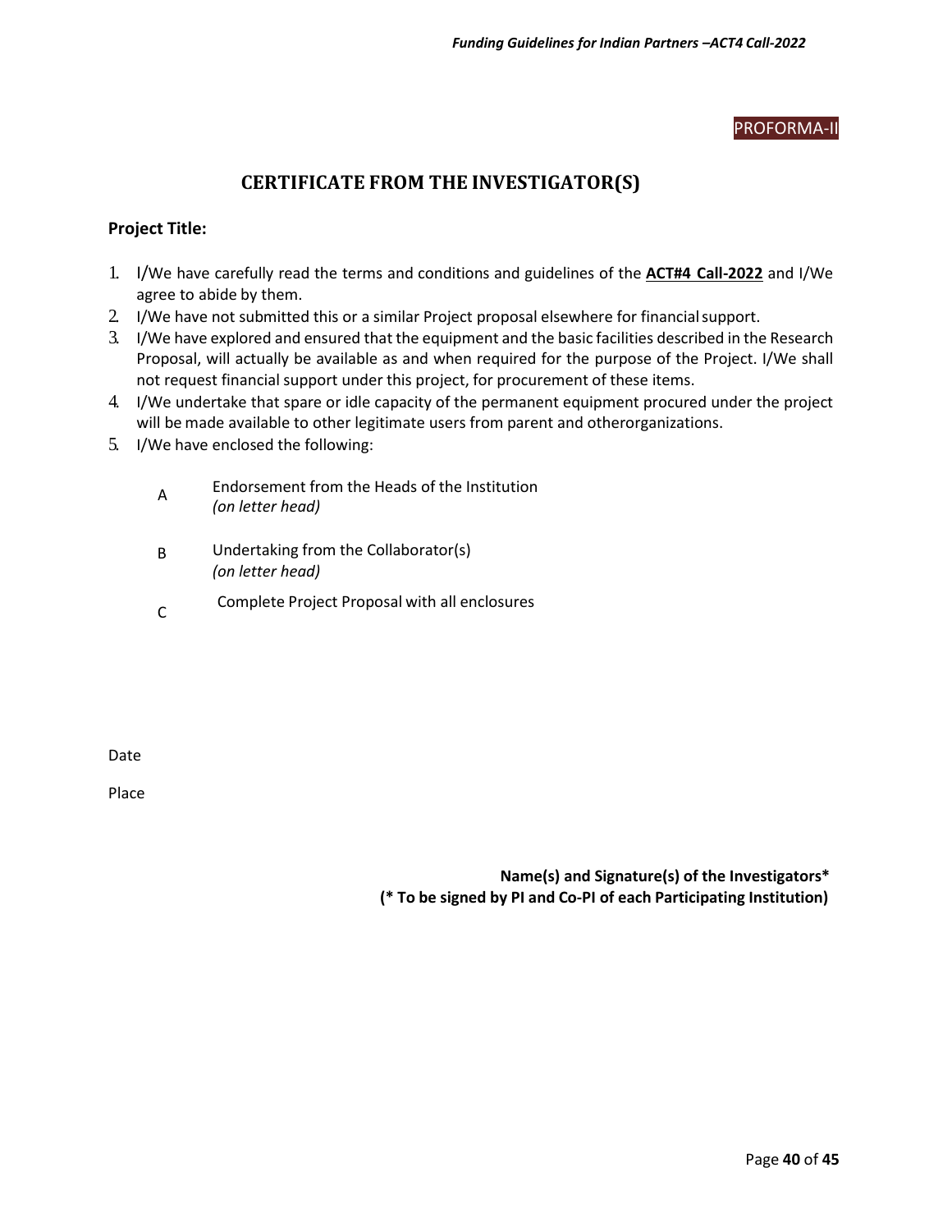PROFORMA-II

## CERTIFICATE FROM THE INVESTIGATOR(S)

**Project Title:**

1. I/We have carefully read the terms and conditions and guidelines of the **ACT#4 Call-2022** and I/We agree to abide by them.
2. I/We have not submitted this or a similar Project proposal elsewhere for financial support.
3. I/We have explored and ensured that the equipment and the basic facilities described in the Research Proposal, will actually be available as and when required for the purpose of the Project. I/We shall not request financial support under this project, for procurement of these items.
4. I/We undertake that spare or idle capacity of the permanent equipment procured under the project will be made available to other legitimate users from parent and otherorganizations.
5. I/We have enclosed the following:

| | |
|---|---|
| A | Endorsement from the Heads of the Institution *(on letter head)* |
| B | Undertaking from the Collaborator(s) *(on letter head)* |
| C | Complete Project Proposal with all enclosures |

Date

Place

**Name(s) and Signature(s) of the Investigators***
**(* To be signed by PI and Co-PI of each Participating Institution)**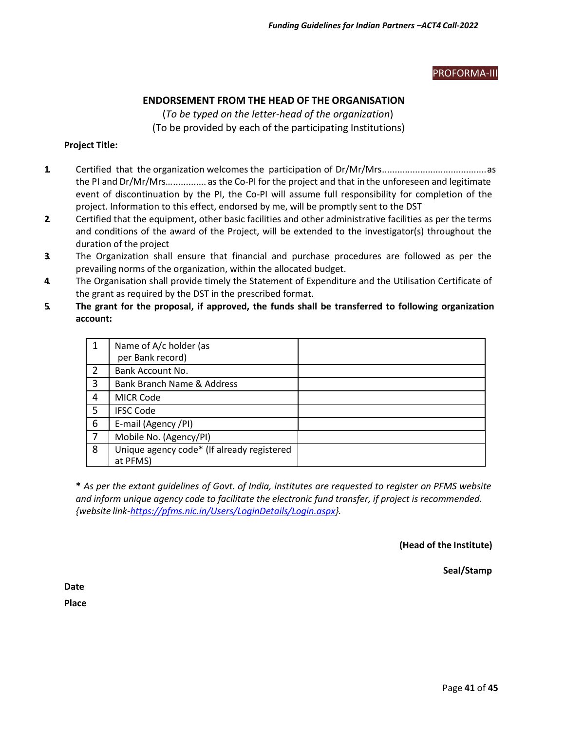PROFORMA-III

## ENDORSEMENT FROM THE HEAD OF THE ORGANISATION

(*To be typed on the letter-head of the organization*)

(To be provided by each of the participating Institutions)

**Project Title:**

1. Certified that the organization welcomes the participation of Dr/Mr/Mrs......................................... as the PI and Dr/Mr/Mrs…............ as the Co-PI for the project and that in the unforeseen and legitimate event of discontinuation by the PI, the Co-PI will assume full responsibility for completion of the project. Information to this effect, endorsed by me, will be promptly sent to the DST
2. Certified that the equipment, other basic facilities and other administrative facilities as per the terms and conditions of the award of the Project, will be extended to the investigator(s) throughout the duration of the project
3. The Organization shall ensure that financial and purchase procedures are followed as per the prevailing norms of the organization, within the allocated budget.
4. The Organisation shall provide timely the Statement of Expenditure and the Utilisation Certificate of the grant as required by the DST in the prescribed format.
5. **The grant for the proposal, if approved, the funds shall be transferred to following organization account:**

| | | |
|---|---|---|
| 1 | Name of A/c holder (as per Bank record) | |
| 2 | Bank Account No. | |
| 3 | Bank Branch Name & Address | |
| 4 | MICR Code | |
| 5 | IFSC Code | |
| 6 | E-mail (Agency /PI) | |
| 7 | Mobile No. (Agency/PI) | |
| 8 | Unique agency code* (If already registered at PFMS) | |

**\*** *As per the extant guidelines of Govt. of India, institutes are requested to register on PFMS website and inform unique agency code to facilitate the electronic fund transfer, if project is recommended. {website link-https://pfms.nic.in/Users/LoginDetails/Login.aspx}.*

**(Head of the Institute)**

**Seal/Stamp**

**Date**

**Place**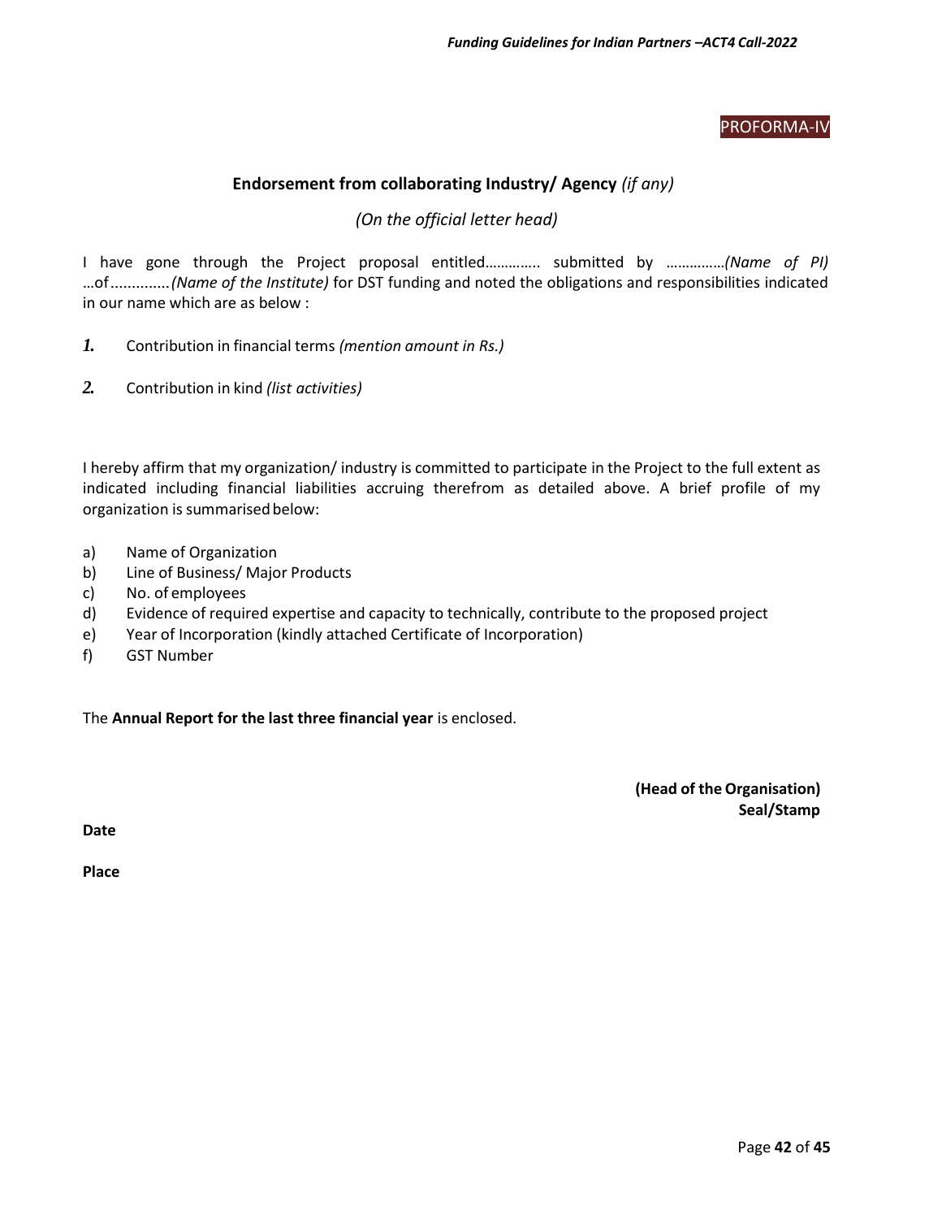PROFORMA-IV

## **Endorsement from collaborating Industry/ Agency** *(if any)*

*(On the official letter head)*

I have gone through the Project proposal entitled…………. submitted by ……………*(Name of PI)* …of.............*(Name of the Institute)* for DST funding and noted the obligations and responsibilities indicated in our name which are as below :

1. Contribution in financial terms *(mention amount in Rs.)*

2. Contribution in kind *(list activities)*

I hereby affirm that my organization/ industry is committed to participate in the Project to the full extent as indicated including financial liabilities accruing therefrom as detailed above. A brief profile of my organization is summarised below:

a) Name of Organization
b) Line of Business/ Major Products
c) No. of employees
d) Evidence of required expertise and capacity to technically, contribute to the proposed project
e) Year of Incorporation (kindly attached Certificate of Incorporation)
f) GST Number

The **Annual Report for the last three financial year** is enclosed.

**(Head of the Organisation)**
**Seal/Stamp**

**Date**

**Place**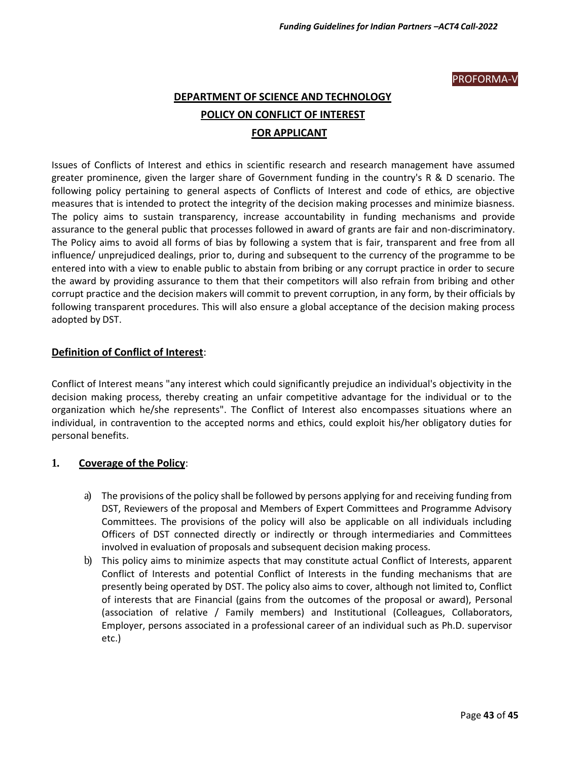PROFORMA-V

# DEPARTMENT OF SCIENCE AND TECHNOLOGY

## POLICY ON CONFLICT OF INTEREST

## FOR APPLICANT

Issues of Conflicts of Interest and ethics in scientific research and research management have assumed greater prominence, given the larger share of Government funding in the country's R & D scenario. The following policy pertaining to general aspects of Conflicts of Interest and code of ethics, are objective measures that is intended to protect the integrity of the decision making processes and minimize biasness. The policy aims to sustain transparency, increase accountability in funding mechanisms and provide assurance to the general public that processes followed in award of grants are fair and non-discriminatory. The Policy aims to avoid all forms of bias by following a system that is fair, transparent and free from all influence/ unprejudiced dealings, prior to, during and subsequent to the currency of the programme to be entered into with a view to enable public to abstain from bribing or any corrupt practice in order to secure the award by providing assurance to them that their competitors will also refrain from bribing and other corrupt practice and the decision makers will commit to prevent corruption, in any form, by their officials by following transparent procedures. This will also ensure a global acceptance of the decision making process adopted by DST.

**Definition of Conflict of Interest**:

Conflict of Interest means "any interest which could significantly prejudice an individual's objectivity in the decision making process, thereby creating an unfair competitive advantage for the individual or to the organization which he/she represents". The Conflict of Interest also encompasses situations where an individual, in contravention to the accepted norms and ethics, could exploit his/her obligatory duties for personal benefits.

### 1. Coverage of the Policy:

a) The provisions of the policy shall be followed by persons applying for and receiving funding from DST, Reviewers of the proposal and Members of Expert Committees and Programme Advisory Committees. The provisions of the policy will also be applicable on all individuals including Officers of DST connected directly or indirectly or through intermediaries and Committees involved in evaluation of proposals and subsequent decision making process.

b) This policy aims to minimize aspects that may constitute actual Conflict of Interests, apparent Conflict of Interests and potential Conflict of Interests in the funding mechanisms that are presently being operated by DST. The policy also aims to cover, although not limited to, Conflict of interests that are Financial (gains from the outcomes of the proposal or award), Personal (association of relative / Family members) and Institutional (Colleagues, Collaborators, Employer, persons associated in a professional career of an individual such as Ph.D. supervisor etc.)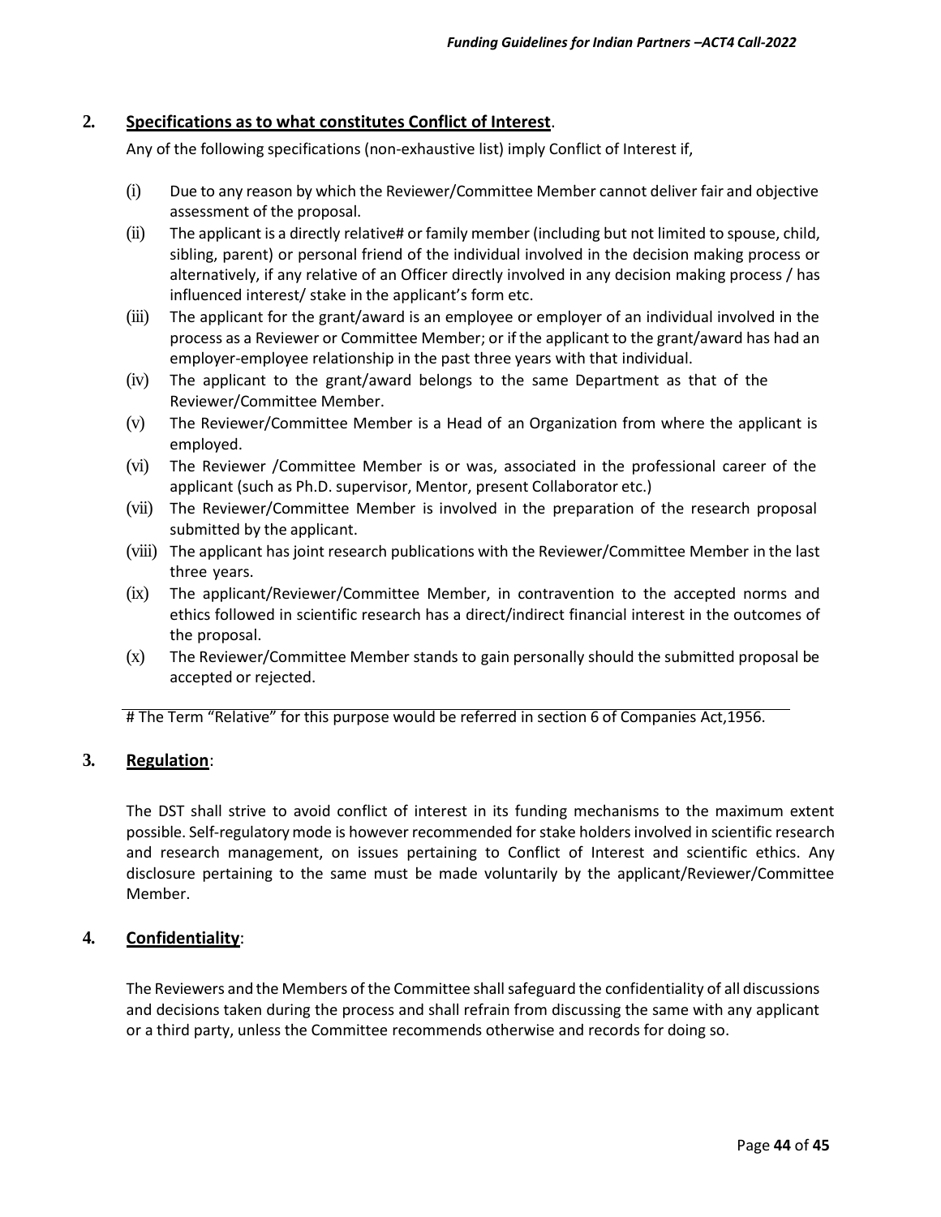## 2. Specifications as to what constitutes Conflict of Interest.

Any of the following specifications (non-exhaustive list) imply Conflict of Interest if,

(i) Due to any reason by which the Reviewer/Committee Member cannot deliver fair and objective assessment of the proposal.

(ii) The applicant is a directly relative# or family member (including but not limited to spouse, child, sibling, parent) or personal friend of the individual involved in the decision making process or alternatively, if any relative of an Officer directly involved in any decision making process / has influenced interest/ stake in the applicant's form etc.

(iii) The applicant for the grant/award is an employee or employer of an individual involved in the process as a Reviewer or Committee Member; or if the applicant to the grant/award has had an employer-employee relationship in the past three years with that individual.

(iv) The applicant to the grant/award belongs to the same Department as that of the Reviewer/Committee Member.

(v) The Reviewer/Committee Member is a Head of an Organization from where the applicant is employed.

(vi) The Reviewer /Committee Member is or was, associated in the professional career of the applicant (such as Ph.D. supervisor, Mentor, present Collaborator etc.)

(vii) The Reviewer/Committee Member is involved in the preparation of the research proposal submitted by the applicant.

(viii) The applicant has joint research publications with the Reviewer/Committee Member in the last three years.

(ix) The applicant/Reviewer/Committee Member, in contravention to the accepted norms and ethics followed in scientific research has a direct/indirect financial interest in the outcomes of the proposal.

(x) The Reviewer/Committee Member stands to gain personally should the submitted proposal be accepted or rejected.

# The Term "Relative" for this purpose would be referred in section 6 of Companies Act,1956.

## 3. Regulation:

The DST shall strive to avoid conflict of interest in its funding mechanisms to the maximum extent possible. Self-regulatory mode is however recommended for stake holders involved in scientific research and research management, on issues pertaining to Conflict of Interest and scientific ethics. Any disclosure pertaining to the same must be made voluntarily by the applicant/Reviewer/Committee Member.

## 4. Confidentiality:

The Reviewers and the Members of the Committee shall safeguard the confidentiality of all discussions and decisions taken during the process and shall refrain from discussing the same with any applicant or a third party, unless the Committee recommends otherwise and records for doing so.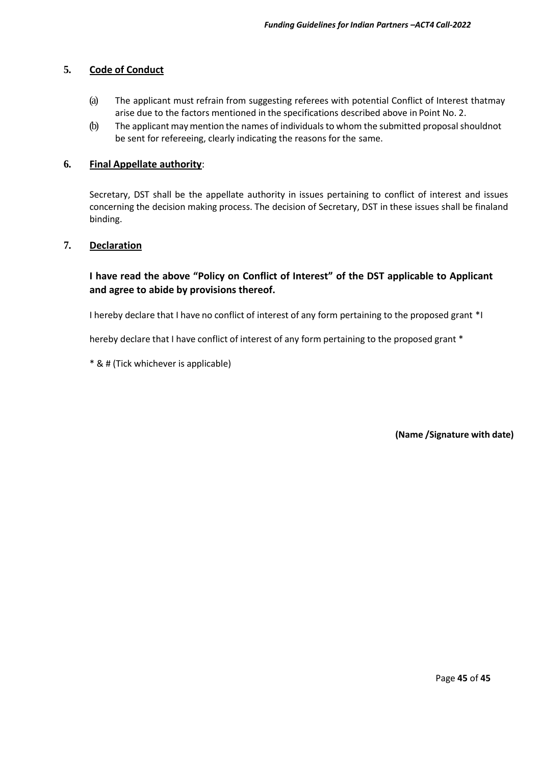## 5. Code of Conduct

(a) The applicant must refrain from suggesting referees with potential Conflict of Interest thatmay arise due to the factors mentioned in the specifications described above in Point No. 2.

(b) The applicant may mention the names of individuals to whom the submitted proposal shouldnot be sent for refereeing, clearly indicating the reasons for the same.

## 6. Final Appellate authority:

Secretary, DST shall be the appellate authority in issues pertaining to conflict of interest and issues concerning the decision making process. The decision of Secretary, DST in these issues shall be finaland binding.

## 7. Declaration

**I have read the above "Policy on Conflict of Interest" of the DST applicable to Applicant and agree to abide by provisions thereof.**

I hereby declare that I have no conflict of interest of any form pertaining to the proposed grant *I

hereby declare that I have conflict of interest of any form pertaining to the proposed grant *

* & # (Tick whichever is applicable)

**(Name /Signature with date)**